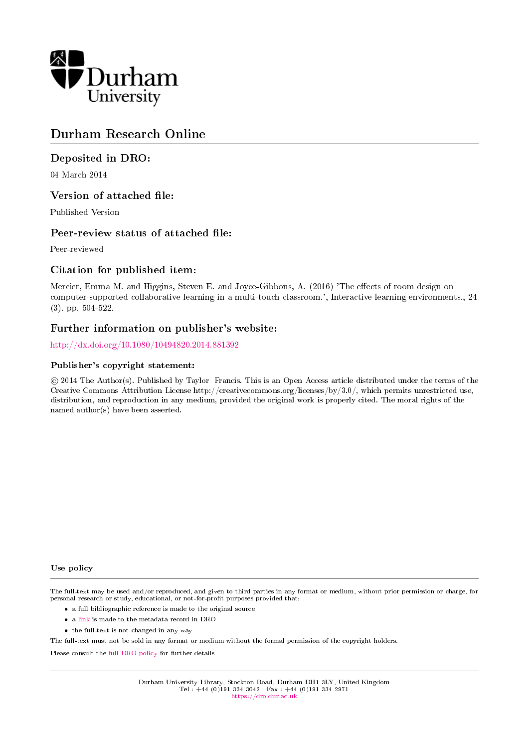Durham University

# Durham Research Online

## Deposited in DRO:

04 March 2014

## Version of attached file:

Published Version

## Peer-review status of attached file:

Peer-reviewed

## Citation for published item:

Mercier, Emma M. and Higgins, Steven E. and Joyce-Gibbons, A. (2016) 'The effects of room design on computer-supported collaborative learning in a multi-touch classroom.', Interactive learning environments., 24 (3). pp. 504-522.

## Further information on publisher's website:

http://dx.doi.org/10.1080/10494820.2014.881392

### Publisher's copyright statement:

© 2014 The Author(s). Published by Taylor Francis. This is an Open Access article distributed under the terms of the Creative Commons Attribution License http://creativecommons.org/licenses/by/3.0/, which permits unrestricted use, distribution, and reproduction in any medium, provided the original work is properly cited. The moral rights of the named author(s) have been asserted.

### Use policy

The full-text may be used and/or reproduced, and given to third parties in any format or medium, without prior permission or charge, for personal research or study, educational, or not-for-profit purposes provided that:

- a full bibliographic reference is made to the original source
- a link is made to the metadata record in DRO
- the full-text is not changed in any way

The full-text must not be sold in any format or medium without the formal permission of the copyright holders.

Please consult the full DRO policy for further details.

Durham University Library, Stockton Road, Durham DH1 3LY, United Kingdom
Tel : +44 (0)191 334 3042 | Fax : +44 (0)191 334 2971
https://dro.dur.ac.uk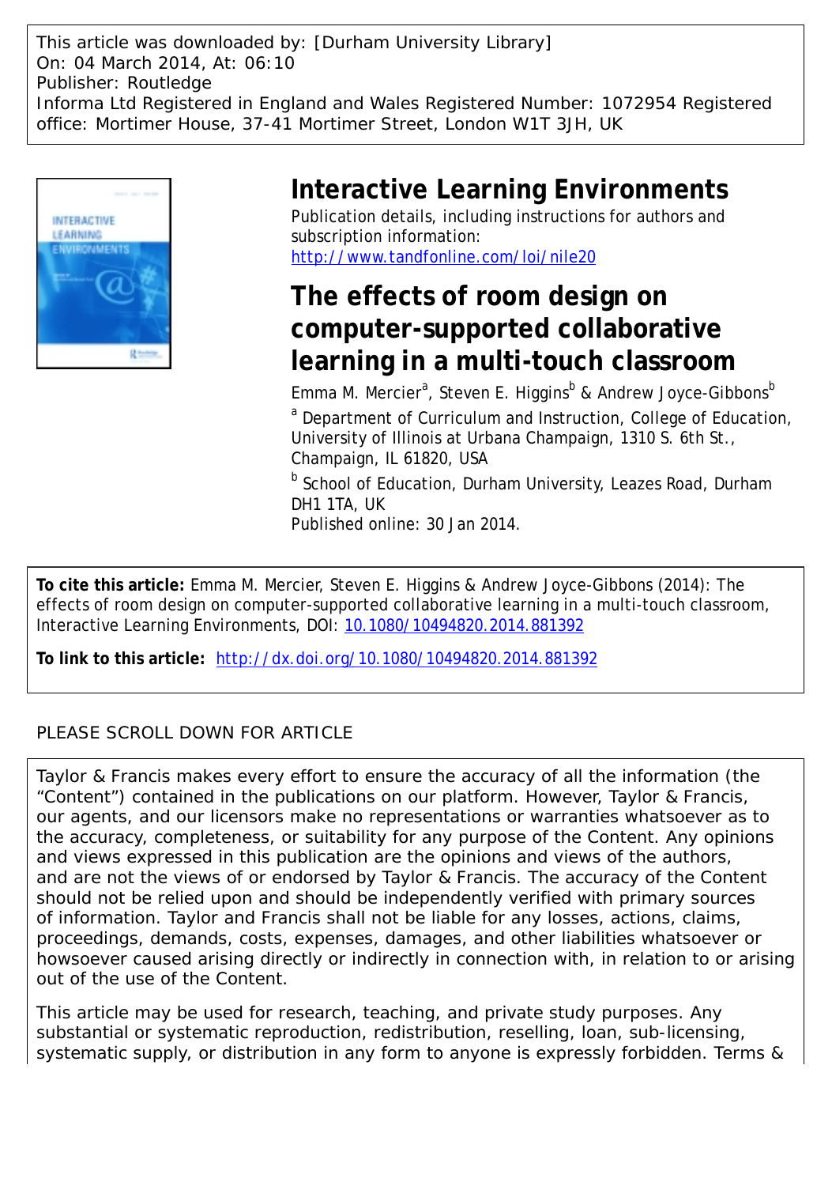This article was downloaded by: [Durham University Library]
On: 04 March 2014, At: 06:10
Publisher: Routledge
Informa Ltd Registered in England and Wales Registered Number: 1072954 Registered office: Mortimer House, 37-41 Mortimer Street, London W1T 3JH, UK

# Interactive Learning Environments

Publication details, including instructions for authors and subscription information:
http://www.tandfonline.com/loi/nile20

# The effects of room design on computer-supported collaborative learning in a multi-touch classroom

Emma M. Mercier[a], Steven E. Higgins[b] & Andrew Joyce-Gibbons[b]

[a] Department of Curriculum and Instruction, College of Education, University of Illinois at Urbana Champaign, 1310 S. 6th St., Champaign, IL 61820, USA

[b] School of Education, Durham University, Leazes Road, Durham DH1 1TA, UK

Published online: 30 Jan 2014.

**To cite this article:** Emma M. Mercier, Steven E. Higgins & Andrew Joyce-Gibbons (2014): The effects of room design on computer-supported collaborative learning in a multi-touch classroom, Interactive Learning Environments, DOI: 10.1080/10494820.2014.881392

**To link to this article:** http://dx.doi.org/10.1080/10494820.2014.881392

PLEASE SCROLL DOWN FOR ARTICLE

Taylor & Francis makes every effort to ensure the accuracy of all the information (the "Content") contained in the publications on our platform. However, Taylor & Francis, our agents, and our licensors make no representations or warranties whatsoever as to the accuracy, completeness, or suitability for any purpose of the Content. Any opinions and views expressed in this publication are the opinions and views of the authors, and are not the views of or endorsed by Taylor & Francis. The accuracy of the Content should not be relied upon and should be independently verified with primary sources of information. Taylor and Francis shall not be liable for any losses, actions, claims, proceedings, demands, costs, expenses, damages, and other liabilities whatsoever or howsoever caused arising directly or indirectly in connection with, in relation to or arising out of the use of the Content.

This article may be used for research, teaching, and private study purposes. Any substantial or systematic reproduction, redistribution, reselling, loan, sub-licensing, systematic supply, or distribution in any form to anyone is expressly forbidden. Terms &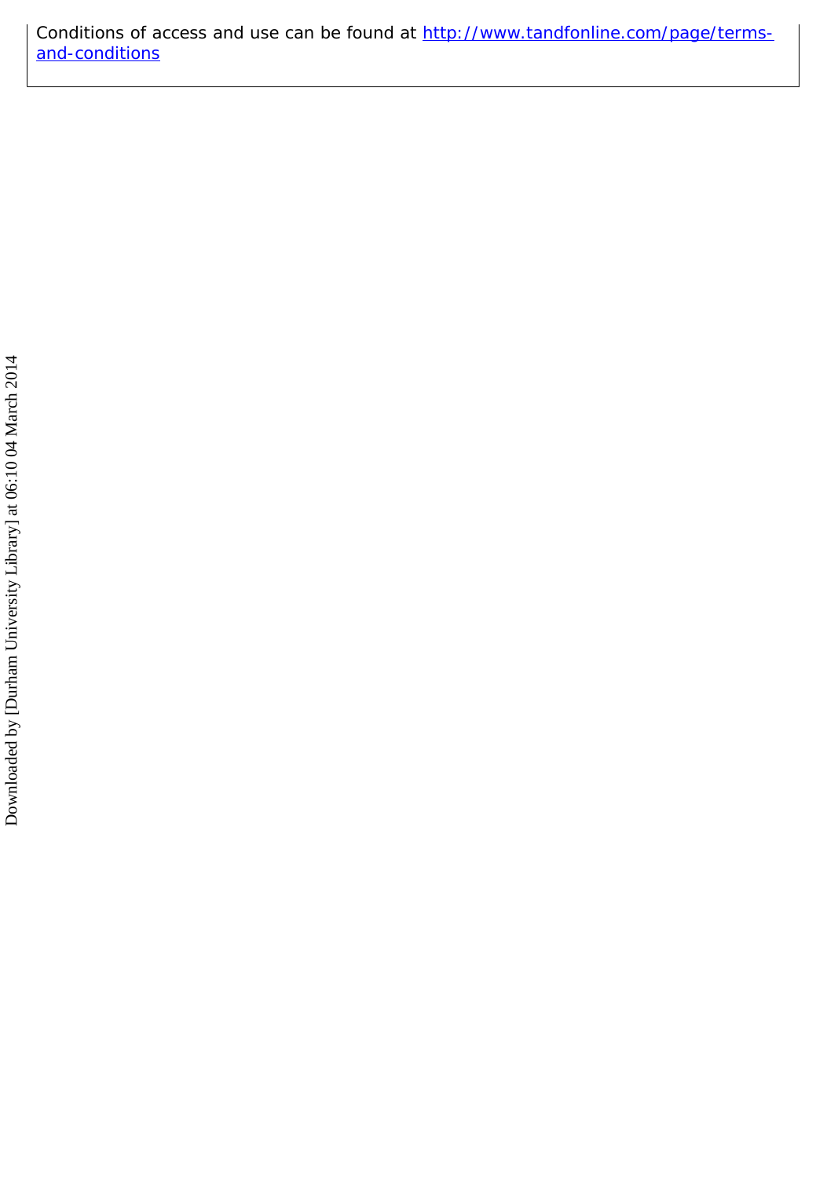Conditions of access and use can be found at [http://www.tandfonline.com/page/terms-and-conditions](http://www.tandfonline.com/page/terms-and-conditions)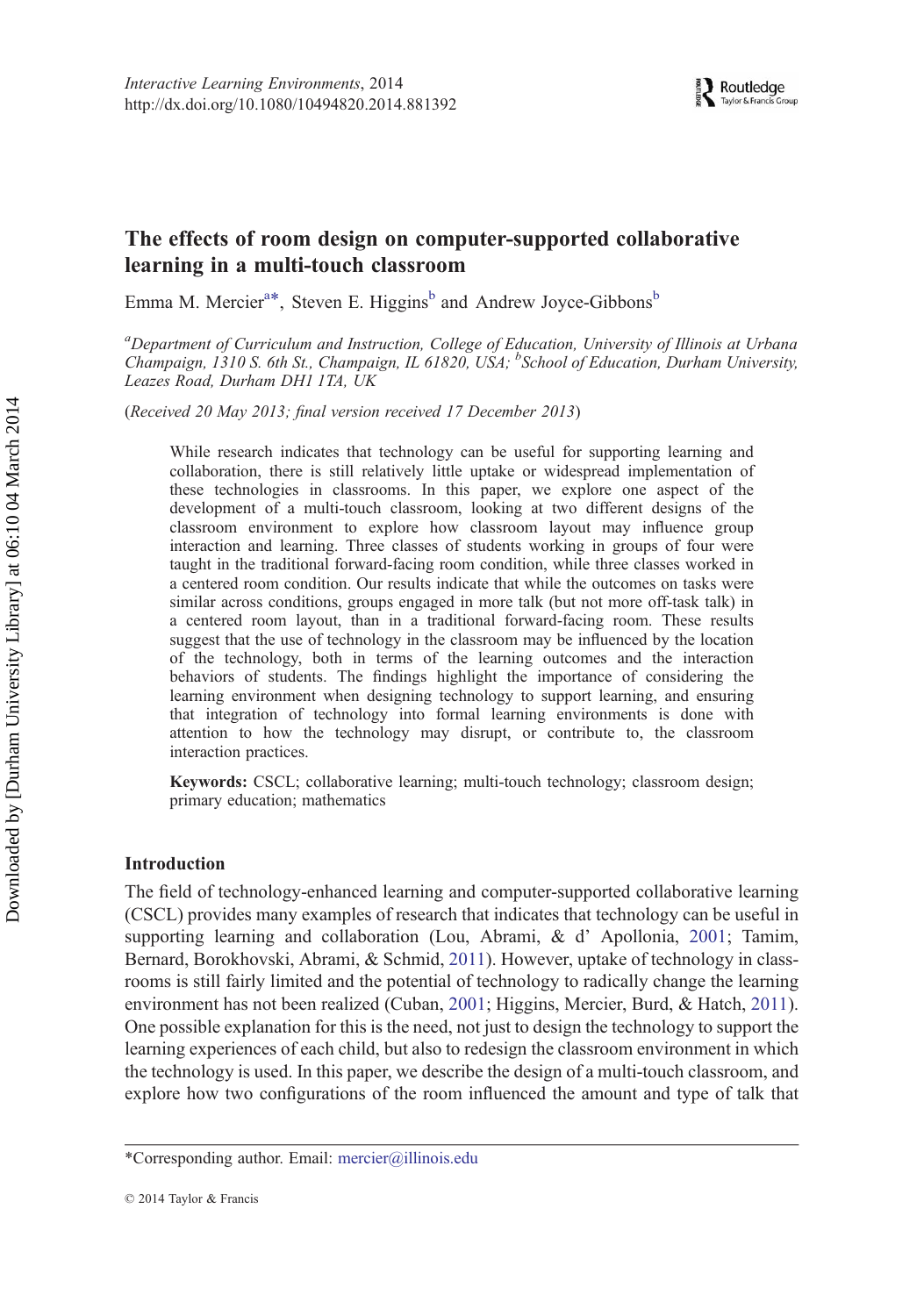# The effects of room design on computer-supported collaborative learning in a multi-touch classroom

Emma M. Mercier[a*], Steven E. Higgins[b] and Andrew Joyce-Gibbons[b]

[a]*Department of Curriculum and Instruction, College of Education, University of Illinois at Urbana Champaign, 1310 S. 6th St., Champaign, IL 61820, USA;* [b]*School of Education, Durham University, Leazes Road, Durham DH1 1TA, UK*

(*Received 20 May 2013; final version received 17 December 2013*)

While research indicates that technology can be useful for supporting learning and collaboration, there is still relatively little uptake or widespread implementation of these technologies in classrooms. In this paper, we explore one aspect of the development of a multi-touch classroom, looking at two different designs of the classroom environment to explore how classroom layout may influence group interaction and learning. Three classes of students working in groups of four were taught in the traditional forward-facing room condition, while three classes worked in a centered room condition. Our results indicate that while the outcomes on tasks were similar across conditions, groups engaged in more talk (but not more off-task talk) in a centered room layout, than in a traditional forward-facing room. These results suggest that the use of technology in the classroom may be influenced by the location of the technology, both in terms of the learning outcomes and the interaction behaviors of students. The findings highlight the importance of considering the learning environment when designing technology to support learning, and ensuring that integration of technology into formal learning environments is done with attention to how the technology may disrupt, or contribute to, the classroom interaction practices.

**Keywords:** CSCL; collaborative learning; multi-touch technology; classroom design; primary education; mathematics

## Introduction

The field of technology-enhanced learning and computer-supported collaborative learning (CSCL) provides many examples of research that indicates that technology can be useful in supporting learning and collaboration (Lou, Abrami, & d' Apollonia, 2001; Tamim, Bernard, Borokhovski, Abrami, & Schmid, 2011). However, uptake of technology in classrooms is still fairly limited and the potential of technology to radically change the learning environment has not been realized (Cuban, 2001; Higgins, Mercier, Burd, & Hatch, 2011). One possible explanation for this is the need, not just to design the technology to support the learning experiences of each child, but also to redesign the classroom environment in which the technology is used. In this paper, we describe the design of a multi-touch classroom, and explore how two configurations of the room influenced the amount and type of talk that

*Corresponding author. Email: mercier@illinois.edu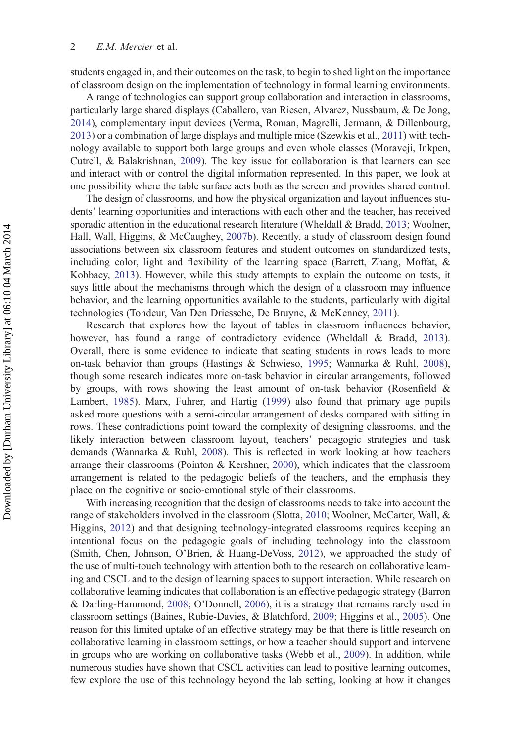students engaged in, and their outcomes on the task, to begin to shed light on the importance of classroom design on the implementation of technology in formal learning environments.

A range of technologies can support group collaboration and interaction in classrooms, particularly large shared displays (Caballero, van Riesen, Alvarez, Nussbaum, & De Jong, 2014), complementary input devices (Verma, Roman, Magrelli, Jermann, & Dillenbourg, 2013) or a combination of large displays and multiple mice (Szewkis et al., 2011) with technology available to support both large groups and even whole classes (Moraveji, Inkpen, Cutrell, & Balakrishnan, 2009). The key issue for collaboration is that learners can see and interact with or control the digital information represented. In this paper, we look at one possibility where the table surface acts both as the screen and provides shared control.

The design of classrooms, and how the physical organization and layout influences students' learning opportunities and interactions with each other and the teacher, has received sporadic attention in the educational research literature (Wheldall & Bradd, 2013; Woolner, Hall, Wall, Higgins, & McCaughey, 2007b). Recently, a study of classroom design found associations between six classroom features and student outcomes on standardized tests, including color, light and flexibility of the learning space (Barrett, Zhang, Moffat, & Kobbacy, 2013). However, while this study attempts to explain the outcome on tests, it says little about the mechanisms through which the design of a classroom may influence behavior, and the learning opportunities available to the students, particularly with digital technologies (Tondeur, Van Den Driessche, De Bruyne, & McKenney, 2011).

Research that explores how the layout of tables in classroom influences behavior, however, has found a range of contradictory evidence (Wheldall & Bradd, 2013). Overall, there is some evidence to indicate that seating students in rows leads to more on-task behavior than groups (Hastings & Schwieso, 1995; Wannarka & Ruhl, 2008), though some research indicates more on-task behavior in circular arrangements, followed by groups, with rows showing the least amount of on-task behavior (Rosenfield & Lambert, 1985). Marx, Fuhrer, and Hartig (1999) also found that primary age pupils asked more questions with a semi-circular arrangement of desks compared with sitting in rows. These contradictions point toward the complexity of designing classrooms, and the likely interaction between classroom layout, teachers' pedagogic strategies and task demands (Wannarka & Ruhl, 2008). This is reflected in work looking at how teachers arrange their classrooms (Pointon & Kershner, 2000), which indicates that the classroom arrangement is related to the pedagogic beliefs of the teachers, and the emphasis they place on the cognitive or socio-emotional style of their classrooms.

With increasing recognition that the design of classrooms needs to take into account the range of stakeholders involved in the classroom (Slotta, 2010; Woolner, McCarter, Wall, & Higgins, 2012) and that designing technology-integrated classrooms requires keeping an intentional focus on the pedagogic goals of including technology into the classroom (Smith, Chen, Johnson, O'Brien, & Huang-DeVoss, 2012), we approached the study of the use of multi-touch technology with attention both to the research on collaborative learning and CSCL and to the design of learning spaces to support interaction. While research on collaborative learning indicates that collaboration is an effective pedagogic strategy (Barron & Darling-Hammond, 2008; O'Donnell, 2006), it is a strategy that remains rarely used in classroom settings (Baines, Rubie-Davies, & Blatchford, 2009; Higgins et al., 2005). One reason for this limited uptake of an effective strategy may be that there is little research on collaborative learning in classroom settings, or how a teacher should support and intervene in groups who are working on collaborative tasks (Webb et al., 2009). In addition, while numerous studies have shown that CSCL activities can lead to positive learning outcomes, few explore the use of this technology beyond the lab setting, looking at how it changes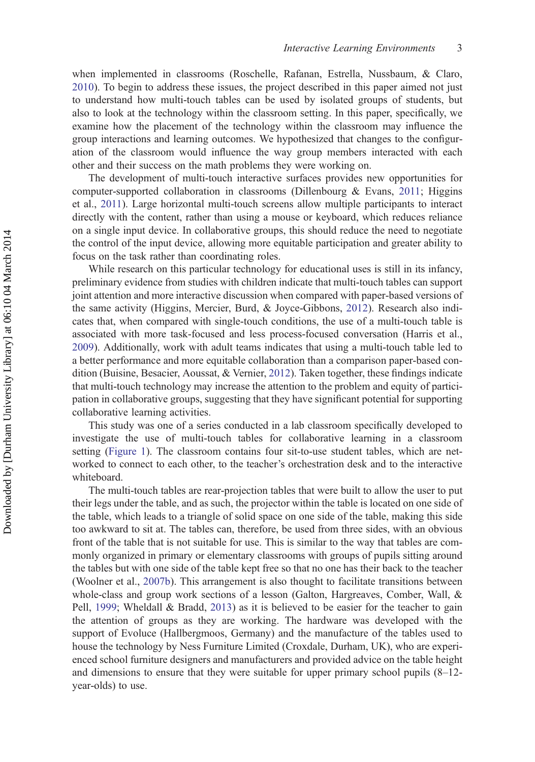when implemented in classrooms (Roschelle, Rafanan, Estrella, Nussbaum, & Claro, 2010). To begin to address these issues, the project described in this paper aimed not just to understand how multi-touch tables can be used by isolated groups of students, but also to look at the technology within the classroom setting. In this paper, specifically, we examine how the placement of the technology within the classroom may influence the group interactions and learning outcomes. We hypothesized that changes to the configuration of the classroom would influence the way group members interacted with each other and their success on the math problems they were working on.

The development of multi-touch interactive surfaces provides new opportunities for computer-supported collaboration in classrooms (Dillenbourg & Evans, 2011; Higgins et al., 2011). Large horizontal multi-touch screens allow multiple participants to interact directly with the content, rather than using a mouse or keyboard, which reduces reliance on a single input device. In collaborative groups, this should reduce the need to negotiate the control of the input device, allowing more equitable participation and greater ability to focus on the task rather than coordinating roles.

While research on this particular technology for educational uses is still in its infancy, preliminary evidence from studies with children indicate that multi-touch tables can support joint attention and more interactive discussion when compared with paper-based versions of the same activity (Higgins, Mercier, Burd, & Joyce-Gibbons, 2012). Research also indicates that, when compared with single-touch conditions, the use of a multi-touch table is associated with more task-focused and less process-focused conversation (Harris et al., 2009). Additionally, work with adult teams indicates that using a multi-touch table led to a better performance and more equitable collaboration than a comparison paper-based condition (Buisine, Besacier, Aoussat, & Vernier, 2012). Taken together, these findings indicate that multi-touch technology may increase the attention to the problem and equity of participation in collaborative groups, suggesting that they have significant potential for supporting collaborative learning activities.

This study was one of a series conducted in a lab classroom specifically developed to investigate the use of multi-touch tables for collaborative learning in a classroom setting (Figure 1). The classroom contains four sit-to-use student tables, which are networked to connect to each other, to the teacher's orchestration desk and to the interactive whiteboard.

The multi-touch tables are rear-projection tables that were built to allow the user to put their legs under the table, and as such, the projector within the table is located on one side of the table, which leads to a triangle of solid space on one side of the table, making this side too awkward to sit at. The tables can, therefore, be used from three sides, with an obvious front of the table that is not suitable for use. This is similar to the way that tables are commonly organized in primary or elementary classrooms with groups of pupils sitting around the tables but with one side of the table kept free so that no one has their back to the teacher (Woolner et al., 2007b). This arrangement is also thought to facilitate transitions between whole-class and group work sections of a lesson (Galton, Hargreaves, Comber, Wall, & Pell, 1999; Wheldall & Bradd, 2013) as it is believed to be easier for the teacher to gain the attention of groups as they are working. The hardware was developed with the support of Evoluce (Hallbergmoos, Germany) and the manufacture of the tables used to house the technology by Ness Furniture Limited (Croxdale, Durham, UK), who are experienced school furniture designers and manufacturers and provided advice on the table height and dimensions to ensure that they were suitable for upper primary school pupils (8–12-year-olds) to use.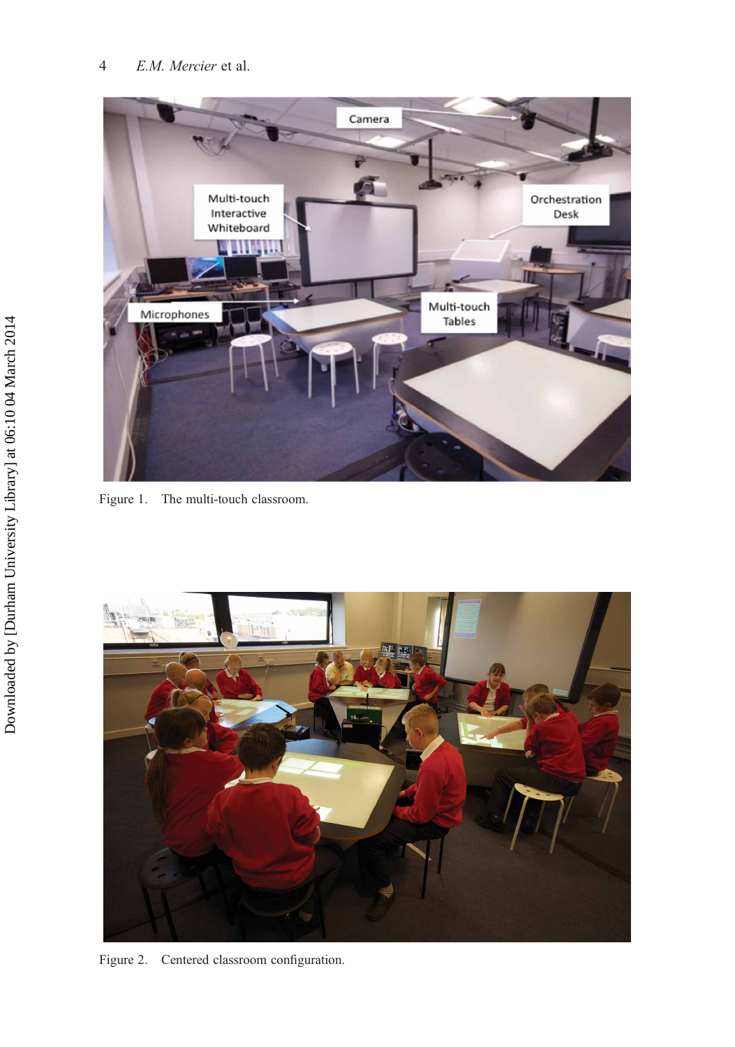Figure 1. The multi-touch classroom.

Figure 2. Centered classroom configuration.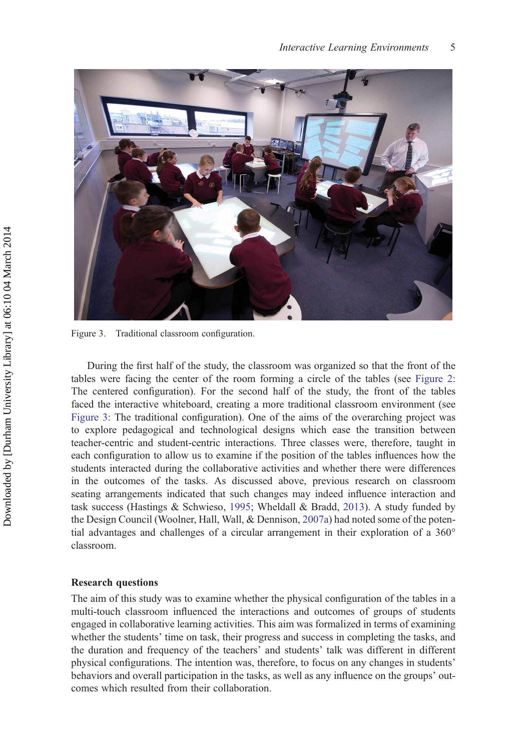Figure 3. Traditional classroom configuration.

During the first half of the study, the classroom was organized so that the front of the tables were facing the center of the room forming a circle of the tables (see Figure 2: The centered configuration). For the second half of the study, the front of the tables faced the interactive whiteboard, creating a more traditional classroom environment (see Figure 3: The traditional configuration). One of the aims of the overarching project was to explore pedagogical and technological designs which ease the transition between teacher-centric and student-centric interactions. Three classes were, therefore, taught in each configuration to allow us to examine if the position of the tables influences how the students interacted during the collaborative activities and whether there were differences in the outcomes of the tasks. As discussed above, previous research on classroom seating arrangements indicated that such changes may indeed influence interaction and task success (Hastings & Schwieso, 1995; Wheldall & Bradd, 2013). A study funded by the Design Council (Woolner, Hall, Wall, & Dennison, 2007a) had noted some of the potential advantages and challenges of a circular arrangement in their exploration of a 360° classroom.

### Research questions

The aim of this study was to examine whether the physical configuration of the tables in a multi-touch classroom influenced the interactions and outcomes of groups of students engaged in collaborative learning activities. This aim was formalized in terms of examining whether the students' time on task, their progress and success in completing the tasks, and the duration and frequency of the teachers' and students' talk was different in different physical configurations. The intention was, therefore, to focus on any changes in students' behaviors and overall participation in the tasks, as well as any influence on the groups' outcomes which resulted from their collaboration.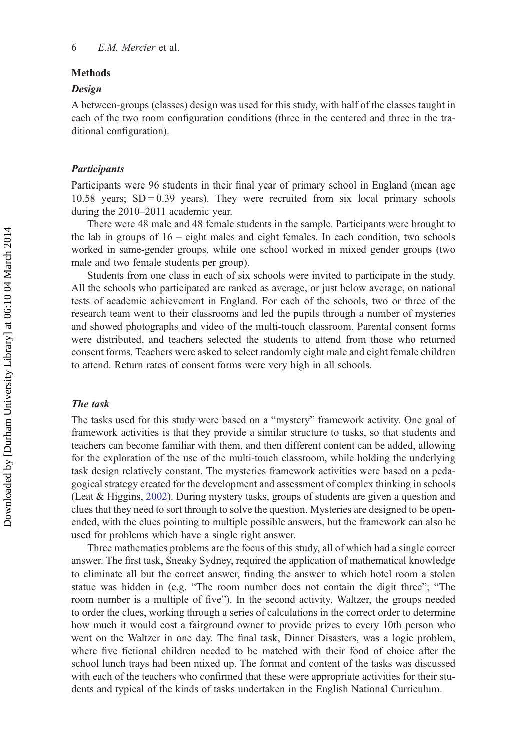## Methods

### *Design*

A between-groups (classes) design was used for this study, with half of the classes taught in each of the two room configuration conditions (three in the centered and three in the traditional configuration).

### *Participants*

Participants were 96 students in their final year of primary school in England (mean age 10.58 years; SD = 0.39 years). They were recruited from six local primary schools during the 2010–2011 academic year.

There were 48 male and 48 female students in the sample. Participants were brought to the lab in groups of 16 – eight males and eight females. In each condition, two schools worked in same-gender groups, while one school worked in mixed gender groups (two male and two female students per group).

Students from one class in each of six schools were invited to participate in the study. All the schools who participated are ranked as average, or just below average, on national tests of academic achievement in England. For each of the schools, two or three of the research team went to their classrooms and led the pupils through a number of mysteries and showed photographs and video of the multi-touch classroom. Parental consent forms were distributed, and teachers selected the students to attend from those who returned consent forms. Teachers were asked to select randomly eight male and eight female children to attend. Return rates of consent forms were very high in all schools.

### *The task*

The tasks used for this study were based on a "mystery" framework activity. One goal of framework activities is that they provide a similar structure to tasks, so that students and teachers can become familiar with them, and then different content can be added, allowing for the exploration of the use of the multi-touch classroom, while holding the underlying task design relatively constant. The mysteries framework activities were based on a pedagogical strategy created for the development and assessment of complex thinking in schools (Leat & Higgins, 2002). During mystery tasks, groups of students are given a question and clues that they need to sort through to solve the question. Mysteries are designed to be open-ended, with the clues pointing to multiple possible answers, but the framework can also be used for problems which have a single right answer.

Three mathematics problems are the focus of this study, all of which had a single correct answer. The first task, Sneaky Sydney, required the application of mathematical knowledge to eliminate all but the correct answer, finding the answer to which hotel room a stolen statue was hidden in (e.g. "The room number does not contain the digit three"; "The room number is a multiple of five"). In the second activity, Waltzer, the groups needed to order the clues, working through a series of calculations in the correct order to determine how much it would cost a fairground owner to provide prizes to every 10th person who went on the Waltzer in one day. The final task, Dinner Disasters, was a logic problem, where five fictional children needed to be matched with their food of choice after the school lunch trays had been mixed up. The format and content of the tasks was discussed with each of the teachers who confirmed that these were appropriate activities for their students and typical of the kinds of tasks undertaken in the English National Curriculum.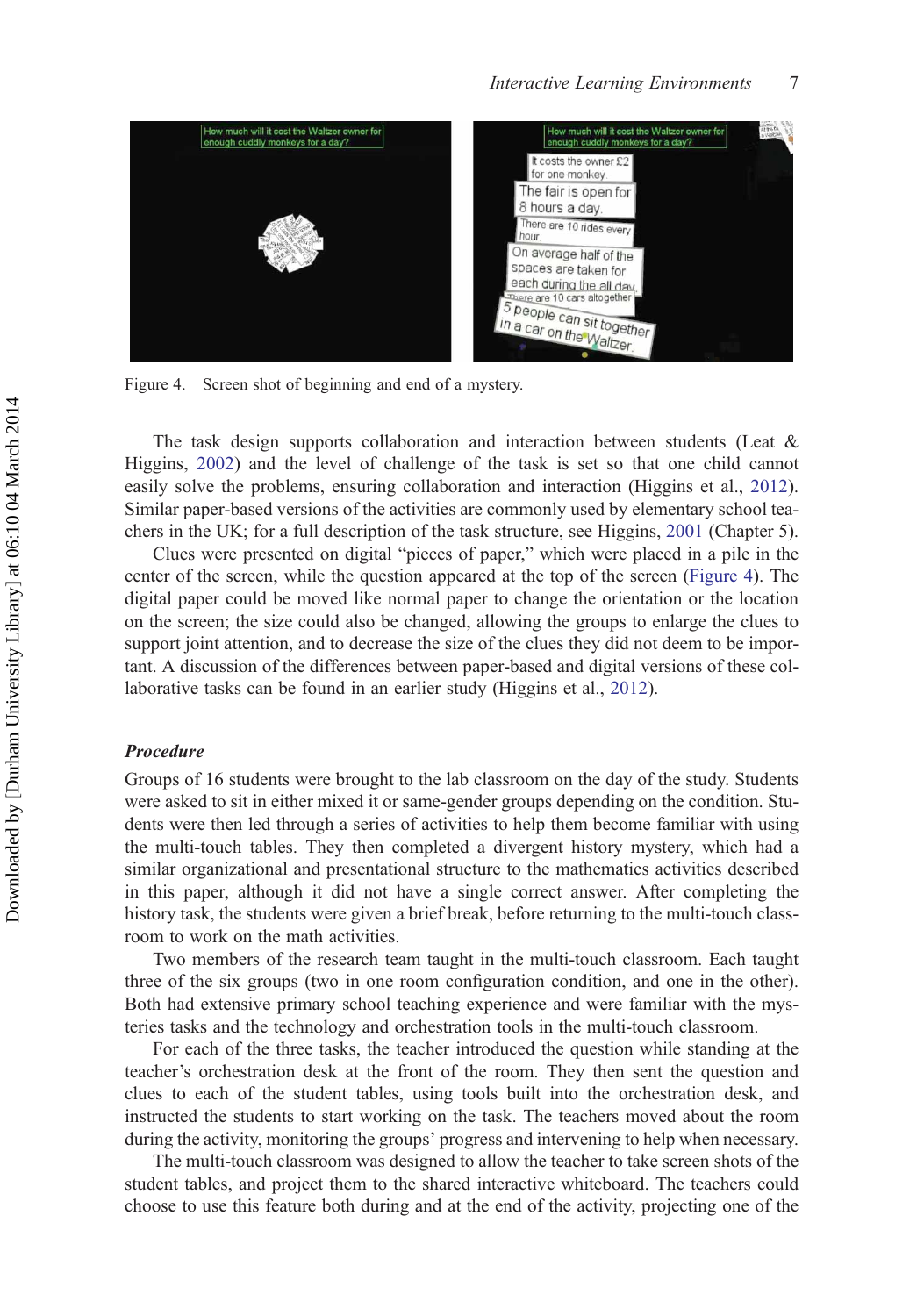Figure 4. Screen shot of beginning and end of a mystery.

The task design supports collaboration and interaction between students (Leat & Higgins, 2002) and the level of challenge of the task is set so that one child cannot easily solve the problems, ensuring collaboration and interaction (Higgins et al., 2012). Similar paper-based versions of the activities are commonly used by elementary school teachers in the UK; for a full description of the task structure, see Higgins, 2001 (Chapter 5).

Clues were presented on digital "pieces of paper," which were placed in a pile in the center of the screen, while the question appeared at the top of the screen (Figure 4). The digital paper could be moved like normal paper to change the orientation or the location on the screen; the size could also be changed, allowing the groups to enlarge the clues to support joint attention, and to decrease the size of the clues they did not deem to be important. A discussion of the differences between paper-based and digital versions of these collaborative tasks can be found in an earlier study (Higgins et al., 2012).

### *Procedure*

Groups of 16 students were brought to the lab classroom on the day of the study. Students were asked to sit in either mixed it or same-gender groups depending on the condition. Students were then led through a series of activities to help them become familiar with using the multi-touch tables. They then completed a divergent history mystery, which had a similar organizational and presentational structure to the mathematics activities described in this paper, although it did not have a single correct answer. After completing the history task, the students were given a brief break, before returning to the multi-touch classroom to work on the math activities.

Two members of the research team taught in the multi-touch classroom. Each taught three of the six groups (two in one room configuration condition, and one in the other). Both had extensive primary school teaching experience and were familiar with the mysteries tasks and the technology and orchestration tools in the multi-touch classroom.

For each of the three tasks, the teacher introduced the question while standing at the teacher's orchestration desk at the front of the room. They then sent the question and clues to each of the student tables, using tools built into the orchestration desk, and instructed the students to start working on the task. The teachers moved about the room during the activity, monitoring the groups' progress and intervening to help when necessary.

The multi-touch classroom was designed to allow the teacher to take screen shots of the student tables, and project them to the shared interactive whiteboard. The teachers could choose to use this feature both during and at the end of the activity, projecting one of the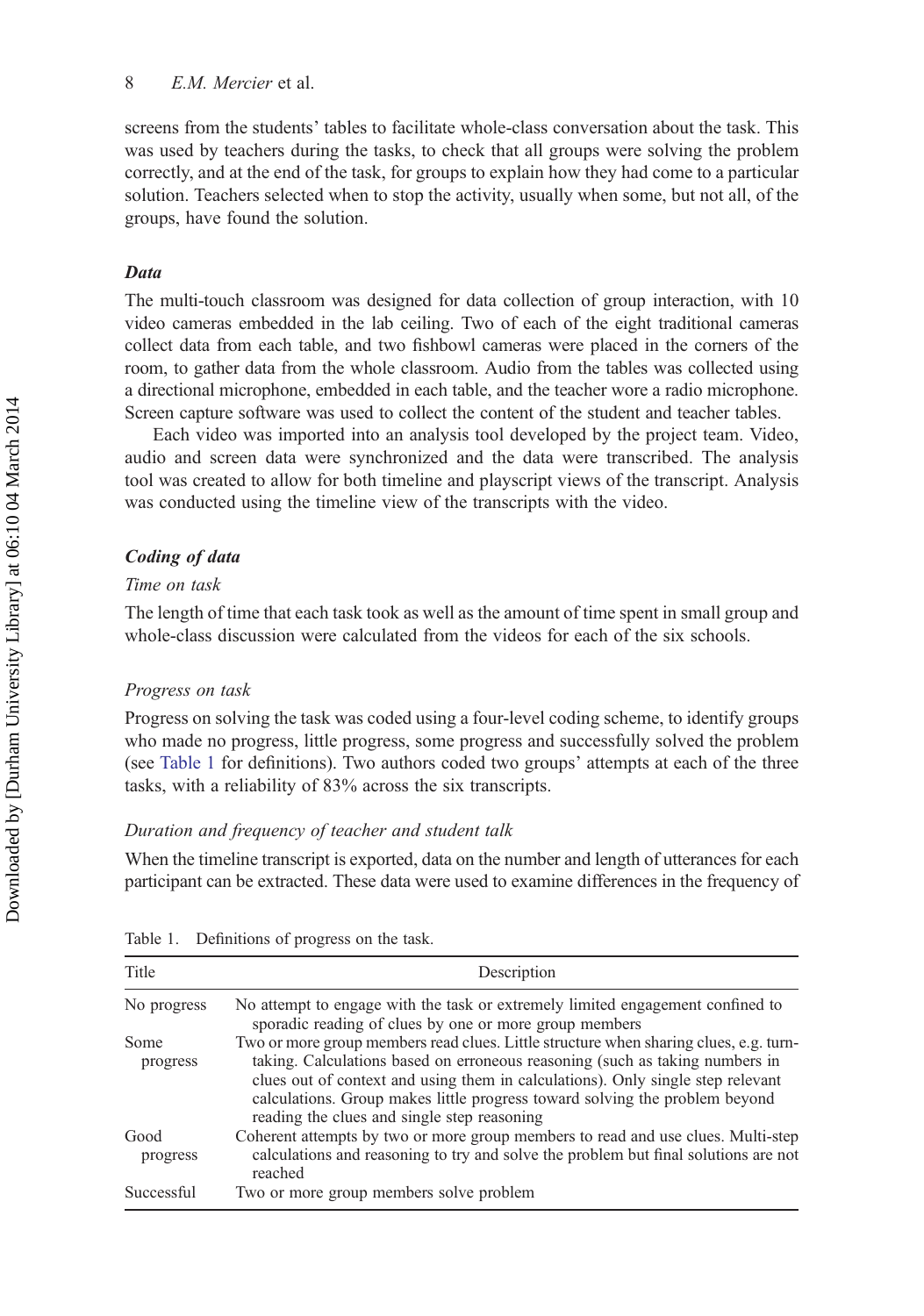screens from the students' tables to facilitate whole-class conversation about the task. This was used by teachers during the tasks, to check that all groups were solving the problem correctly, and at the end of the task, for groups to explain how they had come to a particular solution. Teachers selected when to stop the activity, usually when some, but not all, of the groups, have found the solution.

### Data

The multi-touch classroom was designed for data collection of group interaction, with 10 video cameras embedded in the lab ceiling. Two of each of the eight traditional cameras collect data from each table, and two fishbowl cameras were placed in the corners of the room, to gather data from the whole classroom. Audio from the tables was collected using a directional microphone, embedded in each table, and the teacher wore a radio microphone. Screen capture software was used to collect the content of the student and teacher tables.

Each video was imported into an analysis tool developed by the project team. Video, audio and screen data were synchronized and the data were transcribed. The analysis tool was created to allow for both timeline and playscript views of the transcript. Analysis was conducted using the timeline view of the transcripts with the video.

### Coding of data

#### *Time on task*

The length of time that each task took as well as the amount of time spent in small group and whole-class discussion were calculated from the videos for each of the six schools.

#### *Progress on task*

Progress on solving the task was coded using a four-level coding scheme, to identify groups who made no progress, little progress, some progress and successfully solved the problem (see Table 1 for definitions). Two authors coded two groups' attempts at each of the three tasks, with a reliability of 83% across the six transcripts.

#### *Duration and frequency of teacher and student talk*

When the timeline transcript is exported, data on the number and length of utterances for each participant can be extracted. These data were used to examine differences in the frequency of

Table 1. Definitions of progress on the task.

| Title | Description |
| --- | --- |
| No progress | No attempt to engage with the task or extremely limited engagement confined to sporadic reading of clues by one or more group members |
| Some progress | Two or more group members read clues. Little structure when sharing clues, e.g. turn-taking. Calculations based on erroneous reasoning (such as taking numbers in clues out of context and using them in calculations). Only single step relevant calculations. Group makes little progress toward solving the problem beyond reading the clues and single step reasoning |
| Good progress | Coherent attempts by two or more group members to read and use clues. Multi-step calculations and reasoning to try and solve the problem but final solutions are not reached |
| Successful | Two or more group members solve problem |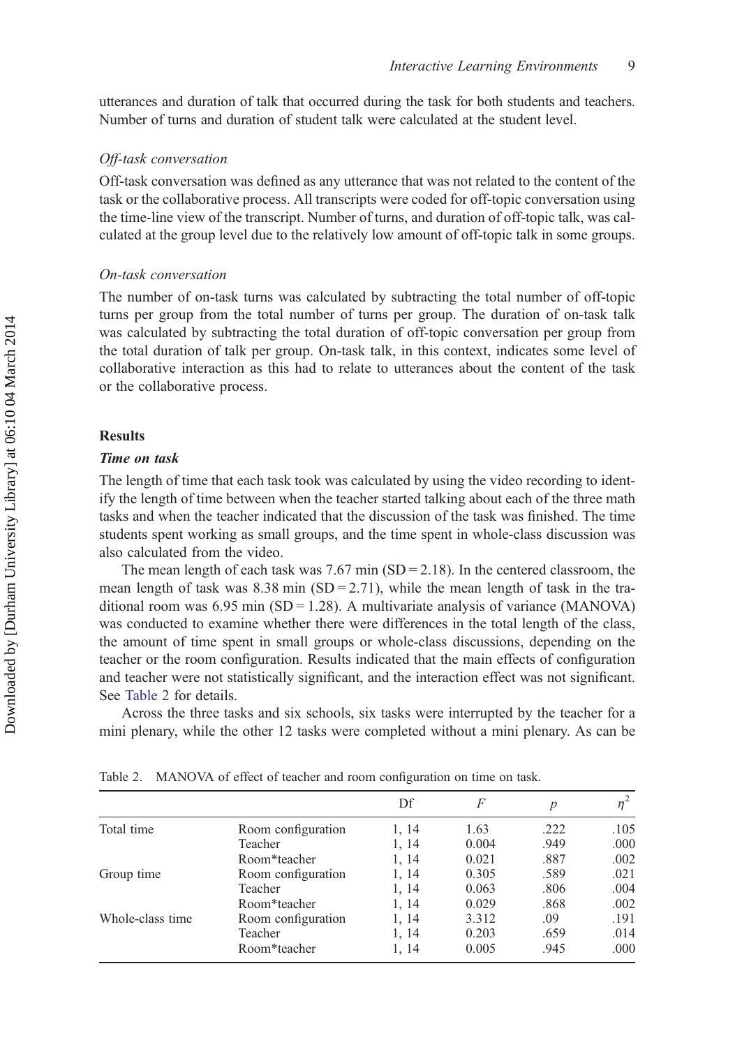utterances and duration of talk that occurred during the task for both students and teachers. Number of turns and duration of student talk were calculated at the student level.

*Off-task conversation*

Off-task conversation was defined as any utterance that was not related to the content of the task or the collaborative process. All transcripts were coded for off-topic conversation using the time-line view of the transcript. Number of turns, and duration of off-topic talk, was calculated at the group level due to the relatively low amount of off-topic talk in some groups.

*On-task conversation*

The number of on-task turns was calculated by subtracting the total number of off-topic turns per group from the total number of turns per group. The duration of on-task talk was calculated by subtracting the total duration of off-topic conversation per group from the total duration of talk per group. On-task talk, in this context, indicates some level of collaborative interaction as this had to relate to utterances about the content of the task or the collaborative process.

## Results

### *Time on task*

The length of time that each task took was calculated by using the video recording to identify the length of time between when the teacher started talking about each of the three math tasks and when the teacher indicated that the discussion of the task was finished. The time students spent working as small groups, and the time spent in whole-class discussion was also calculated from the video.

The mean length of each task was 7.67 min (SD = 2.18). In the centered classroom, the mean length of task was 8.38 min (SD = 2.71), while the mean length of task in the traditional room was 6.95 min (SD = 1.28). A multivariate analysis of variance (MANOVA) was conducted to examine whether there were differences in the total length of the class, the amount of time spent in small groups or whole-class discussions, depending on the teacher or the room configuration. Results indicated that the main effects of configuration and teacher were not statistically significant, and the interaction effect was not significant. See Table 2 for details.

Across the three tasks and six schools, six tasks were interrupted by the teacher for a mini plenary, while the other 12 tasks were completed without a mini plenary. As can be

Table 2. MANOVA of effect of teacher and room configuration on time on task.

| | | Df | $F$ | $p$ | $\eta^2$ |
|---|---|---|---|---|---|
| Total time | Room configuration | 1, 14 | 1.63 | .222 | .105 |
| | Teacher | 1, 14 | 0.004 | .949 | .000 |
| | Room*teacher | 1, 14 | 0.021 | .887 | .002 |
| Group time | Room configuration | 1, 14 | 0.305 | .589 | .021 |
| | Teacher | 1, 14 | 0.063 | .806 | .004 |
| | Room*teacher | 1, 14 | 0.029 | .868 | .002 |
| Whole-class time | Room configuration | 1, 14 | 3.312 | .09 | .191 |
| | Teacher | 1, 14 | 0.203 | .659 | .014 |
| | Room*teacher | 1, 14 | 0.005 | .945 | .000 |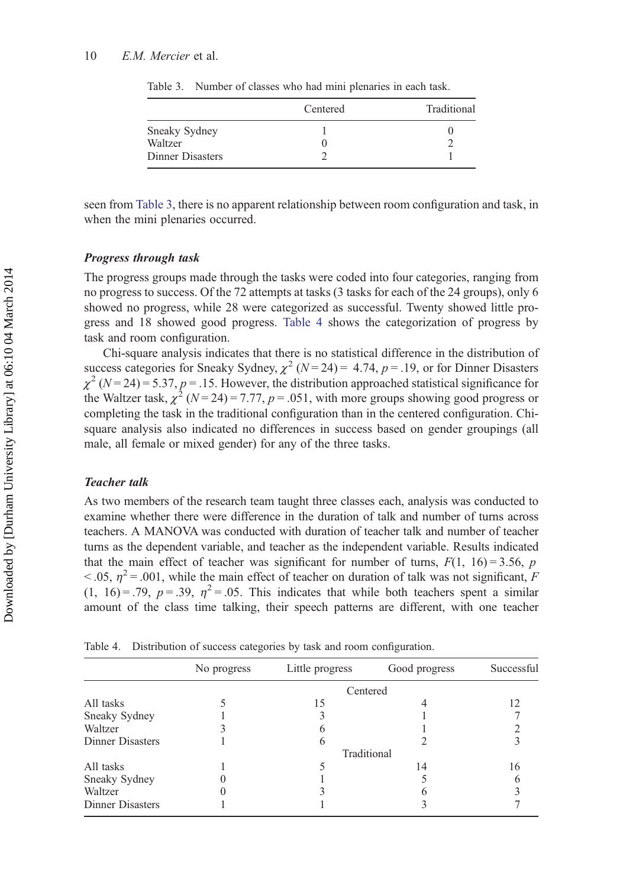Table 3. Number of classes who had mini plenaries in each task.

| | Centered | Traditional |
|---|---|---|
| Sneaky Sydney | 1 | 0 |
| Waltzer | 0 | 2 |
| Dinner Disasters | 2 | 1 |

seen from Table 3, there is no apparent relationship between room configuration and task, in when the mini plenaries occurred.

### *Progress through task*

The progress groups made through the tasks were coded into four categories, ranging from no progress to success. Of the 72 attempts at tasks (3 tasks for each of the 24 groups), only 6 showed no progress, while 28 were categorized as successful. Twenty showed little progress and 18 showed good progress. Table 4 shows the categorization of progress by task and room configuration.

Chi-square analysis indicates that there is no statistical difference in the distribution of success categories for Sneaky Sydney, $\chi^2$ ($N = 24$) = 4.74, $p = .19$, or for Dinner Disasters $\chi^2$ ($N = 24$) = 5.37, $p = .15$. However, the distribution approached statistical significance for the Waltzer task, $\chi^2$ ($N = 24$) = 7.77, $p = .051$, with more groups showing good progress or completing the task in the traditional configuration than in the centered configuration. Chi-square analysis also indicated no differences in success based on gender groupings (all male, all female or mixed gender) for any of the three tasks.

### *Teacher talk*

As two members of the research team taught three classes each, analysis was conducted to examine whether there were difference in the duration of talk and number of turns across teachers. A MANOVA was conducted with duration of teacher talk and number of teacher turns as the dependent variable, and teacher as the independent variable. Results indicated that the main effect of teacher was significant for number of turns, $F(1, 16) = 3.56$, $p < .05$, $\eta^2 = .001$, while the main effect of teacher on duration of talk was not significant, $F(1, 16) = .79$, $p = .39$, $\eta^2 = .05$. This indicates that while both teachers spent a similar amount of the class time talking, their speech patterns are different, with one teacher

Table 4. Distribution of success categories by task and room configuration.

| | No progress | Little progress | Good progress | Successful |
|---|---|---|---|---|
| | | Centered | | |
| All tasks | 5 | 15 | 4 | 12 |
| Sneaky Sydney | 1 | 3 | 1 | 7 |
| Waltzer | 3 | 6 | 1 | 2 |
| Dinner Disasters | 1 | 6 | 2 | 3 |
| | | Traditional | | |
| All tasks | 1 | 5 | 14 | 16 |
| Sneaky Sydney | 0 | 1 | 5 | 6 |
| Waltzer | 0 | 3 | 6 | 3 |
| Dinner Disasters | 1 | 1 | 3 | 7 |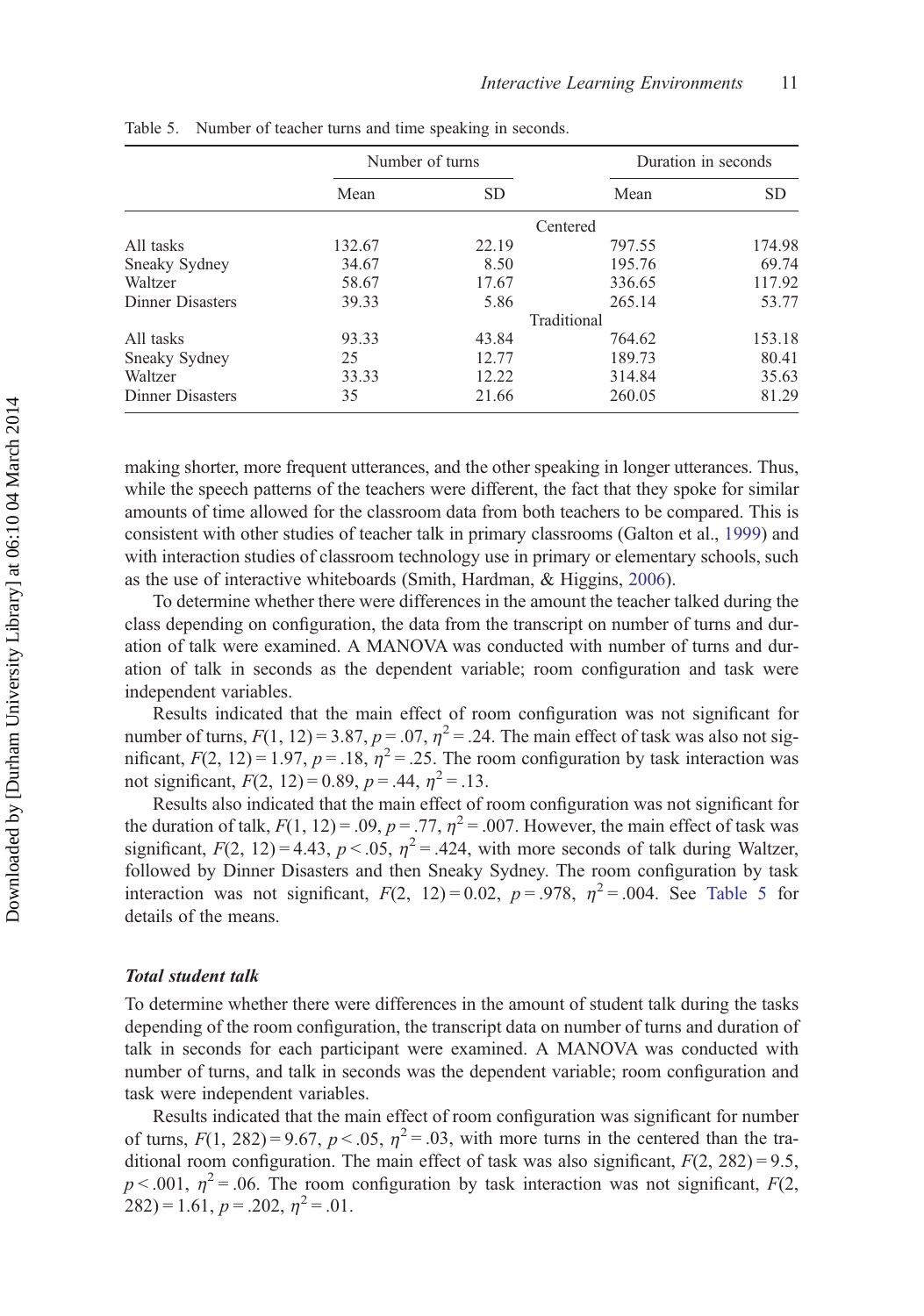Table 5. Number of teacher turns and time speaking in seconds.

| | Number of turns | | Duration in seconds | |
|---|---|---|---|---|
| | Mean | SD | Mean | SD |
| | | Centered | | |
| All tasks | 132.67 | 22.19 | 797.55 | 174.98 |
| Sneaky Sydney | 34.67 | 8.50 | 195.76 | 69.74 |
| Waltzer | 58.67 | 17.67 | 336.65 | 117.92 |
| Dinner Disasters | 39.33 | 5.86 | 265.14 | 53.77 |
| | | Traditional | | |
| All tasks | 93.33 | 43.84 | 764.62 | 153.18 |
| Sneaky Sydney | 25 | 12.77 | 189.73 | 80.41 |
| Waltzer | 33.33 | 12.22 | 314.84 | 35.63 |
| Dinner Disasters | 35 | 21.66 | 260.05 | 81.29 |

making shorter, more frequent utterances, and the other speaking in longer utterances. Thus, while the speech patterns of the teachers were different, the fact that they spoke for similar amounts of time allowed for the classroom data from both teachers to be compared. This is consistent with other studies of teacher talk in primary classrooms (Galton et al., 1999) and with interaction studies of classroom technology use in primary or elementary schools, such as the use of interactive whiteboards (Smith, Hardman, & Higgins, 2006).

To determine whether there were differences in the amount the teacher talked during the class depending on configuration, the data from the transcript on number of turns and duration of talk were examined. A MANOVA was conducted with number of turns and duration of talk in seconds as the dependent variable; room configuration and task were independent variables.

Results indicated that the main effect of room configuration was not significant for number of turns, $F(1, 12) = 3.87$, $p = .07$, $\eta^2 = .24$. The main effect of task was also not significant, $F(2, 12) = 1.97$, $p = .18$, $\eta^2 = .25$. The room configuration by task interaction was not significant, $F(2, 12) = 0.89$, $p = .44$, $\eta^2 = .13$.

Results also indicated that the main effect of room configuration was not significant for the duration of talk, $F(1, 12) = .09$, $p = .77$, $\eta^2 = .007$. However, the main effect of task was significant, $F(2, 12) = 4.43$, $p < .05$, $\eta^2 = .424$, with more seconds of talk during Waltzer, followed by Dinner Disasters and then Sneaky Sydney. The room configuration by task interaction was not significant, $F(2, 12) = 0.02$, $p = .978$, $\eta^2 = .004$. See Table 5 for details of the means.

### *Total student talk*

To determine whether there were differences in the amount of student talk during the tasks depending of the room configuration, the transcript data on number of turns and duration of talk in seconds for each participant were examined. A MANOVA was conducted with number of turns, and talk in seconds was the dependent variable; room configuration and task were independent variables.

Results indicated that the main effect of room configuration was significant for number of turns, $F(1, 282) = 9.67$, $p < .05$, $\eta^2 = .03$, with more turns in the centered than the traditional room configuration. The main effect of task was also significant, $F(2, 282) = 9.5$, $p < .001$, $\eta^2 = .06$. The room configuration by task interaction was not significant, $F(2, 282) = 1.61$, $p = .202$, $\eta^2 = .01$.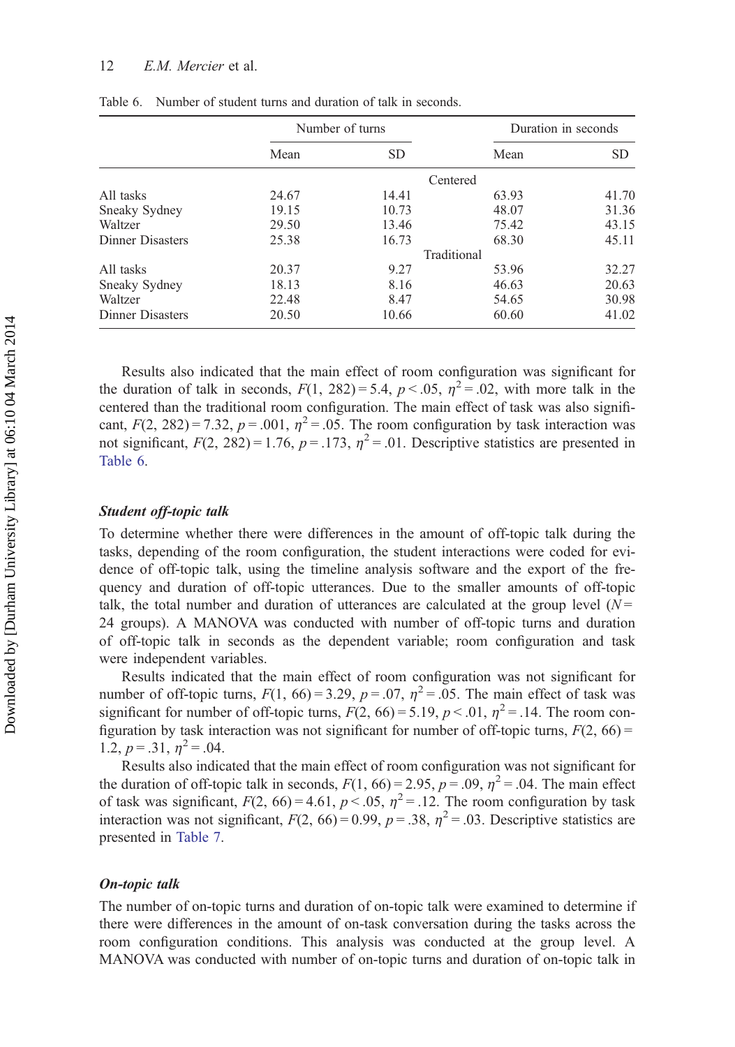Table 6. Number of student turns and duration of talk in seconds.

| | Number of turns | | Duration in seconds | |
|---|---|---|---|---|
| | Mean | SD | Mean | SD |
| | | Centered | | |
| All tasks | 24.67 | 14.41 | 63.93 | 41.70 |
| Sneaky Sydney | 19.15 | 10.73 | 48.07 | 31.36 |
| Waltzer | 29.50 | 13.46 | 75.42 | 43.15 |
| Dinner Disasters | 25.38 | 16.73 | 68.30 | 45.11 |
| | | Traditional | | |
| All tasks | 20.37 | 9.27 | 53.96 | 32.27 |
| Sneaky Sydney | 18.13 | 8.16 | 46.63 | 20.63 |
| Waltzer | 22.48 | 8.47 | 54.65 | 30.98 |
| Dinner Disasters | 20.50 | 10.66 | 60.60 | 41.02 |

Results also indicated that the main effect of room configuration was significant for the duration of talk in seconds, $F(1, 282) = 5.4$, $p < .05$, $\eta^2 = .02$, with more talk in the centered than the traditional room configuration. The main effect of task was also significant, $F(2, 282) = 7.32$, $p = .001$, $\eta^2 = .05$. The room configuration by task interaction was not significant, $F(2, 282) = 1.76$, $p = .173$, $\eta^2 = .01$. Descriptive statistics are presented in Table 6.

### *Student off-topic talk*

To determine whether there were differences in the amount of off-topic talk during the tasks, depending of the room configuration, the student interactions were coded for evidence of off-topic talk, using the timeline analysis software and the export of the frequency and duration of off-topic utterances. Due to the smaller amounts of off-topic talk, the total number and duration of utterances are calculated at the group level ($N =$ 24 groups). A MANOVA was conducted with number of off-topic turns and duration of off-topic talk in seconds as the dependent variable; room configuration and task were independent variables.

Results indicated that the main effect of room configuration was not significant for number of off-topic turns, $F(1, 66) = 3.29$, $p = .07$, $\eta^2 = .05$. The main effect of task was significant for number of off-topic turns, $F(2, 66) = 5.19$, $p < .01$, $\eta^2 = .14$. The room configuration by task interaction was not significant for number of off-topic turns, $F(2, 66) = 1.2$, $p = .31$, $\eta^2 = .04$.

Results also indicated that the main effect of room configuration was not significant for the duration of off-topic talk in seconds, $F(1, 66) = 2.95$, $p = .09$, $\eta^2 = .04$. The main effect of task was significant, $F(2, 66) = 4.61$, $p < .05$, $\eta^2 = .12$. The room configuration by task interaction was not significant, $F(2, 66) = 0.99$, $p = .38$, $\eta^2 = .03$. Descriptive statistics are presented in Table 7.

### *On-topic talk*

The number of on-topic turns and duration of on-topic talk were examined to determine if there were differences in the amount of on-task conversation during the tasks across the room configuration conditions. This analysis was conducted at the group level. A MANOVA was conducted with number of on-topic turns and duration of on-topic talk in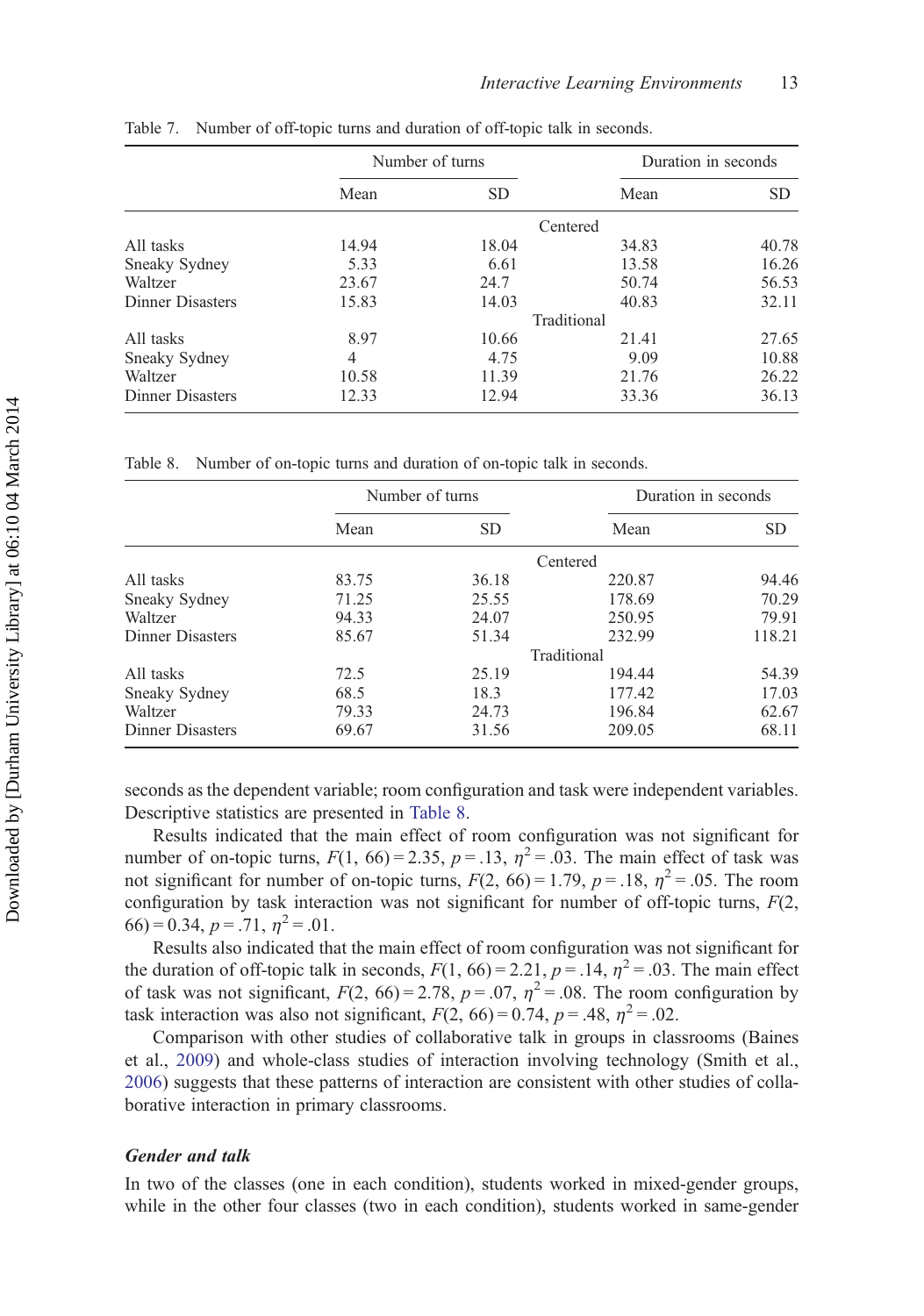Table 7. Number of off-topic turns and duration of off-topic talk in seconds.

| | Number of turns | | Duration in seconds | |
|---|---|---|---|---|
| | Mean | SD | Mean | SD |
| | | Centered | | |
| All tasks | 14.94 | 18.04 | 34.83 | 40.78 |
| Sneaky Sydney | 5.33 | 6.61 | 13.58 | 16.26 |
| Waltzer | 23.67 | 24.7 | 50.74 | 56.53 |
| Dinner Disasters | 15.83 | 14.03 | 40.83 | 32.11 |
| | | Traditional | | |
| All tasks | 8.97 | 10.66 | 21.41 | 27.65 |
| Sneaky Sydney | 4 | 4.75 | 9.09 | 10.88 |
| Waltzer | 10.58 | 11.39 | 21.76 | 26.22 |
| Dinner Disasters | 12.33 | 12.94 | 33.36 | 36.13 |

Table 8. Number of on-topic turns and duration of on-topic talk in seconds.

| | Number of turns | | Duration in seconds | |
|---|---|---|---|---|
| | Mean | SD | Mean | SD |
| | | Centered | | |
| All tasks | 83.75 | 36.18 | 220.87 | 94.46 |
| Sneaky Sydney | 71.25 | 25.55 | 178.69 | 70.29 |
| Waltzer | 94.33 | 24.07 | 250.95 | 79.91 |
| Dinner Disasters | 85.67 | 51.34 | 232.99 | 118.21 |
| | | Traditional | | |
| All tasks | 72.5 | 25.19 | 194.44 | 54.39 |
| Sneaky Sydney | 68.5 | 18.3 | 177.42 | 17.03 |
| Waltzer | 79.33 | 24.73 | 196.84 | 62.67 |
| Dinner Disasters | 69.67 | 31.56 | 209.05 | 68.11 |

seconds as the dependent variable; room configuration and task were independent variables. Descriptive statistics are presented in Table 8.

Results indicated that the main effect of room configuration was not significant for number of on-topic turns, $F(1, 66) = 2.35$, $p = .13$, $\eta^2 = .03$. The main effect of task was not significant for number of on-topic turns, $F(2, 66) = 1.79$, $p = .18$, $\eta^2 = .05$. The room configuration by task interaction was not significant for number of off-topic turns, $F(2, 66) = 0.34$, $p = .71$, $\eta^2 = .01$.

Results also indicated that the main effect of room configuration was not significant for the duration of off-topic talk in seconds, $F(1, 66) = 2.21$, $p = .14$, $\eta^2 = .03$. The main effect of task was not significant, $F(2, 66) = 2.78$, $p = .07$, $\eta^2 = .08$. The room configuration by task interaction was also not significant, $F(2, 66) = 0.74$, $p = .48$, $\eta^2 = .02$.

Comparison with other studies of collaborative talk in groups in classrooms (Baines et al., 2009) and whole-class studies of interaction involving technology (Smith et al., 2006) suggests that these patterns of interaction are consistent with other studies of collaborative interaction in primary classrooms.

### *Gender and talk*

In two of the classes (one in each condition), students worked in mixed-gender groups, while in the other four classes (two in each condition), students worked in same-gender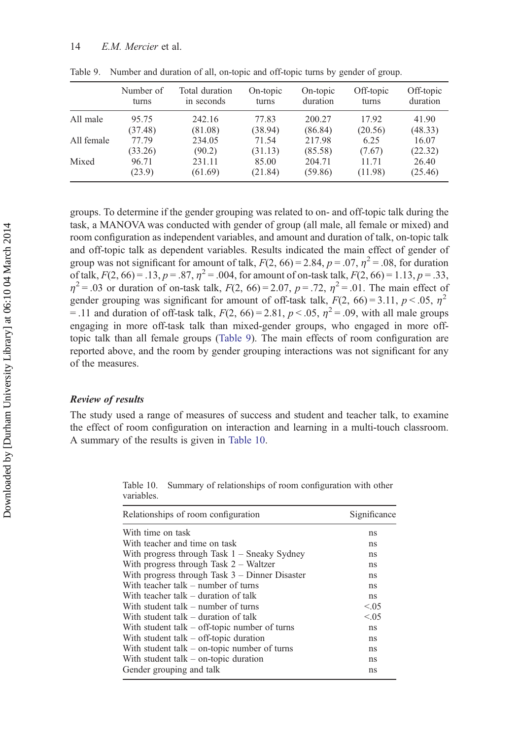Table 9. Number and duration of all, on-topic and off-topic turns by gender of group.

| | Number of turns | Total duration in seconds | On-topic turns | On-topic duration | Off-topic turns | Off-topic duration |
|---|---|---|---|---|---|---|
| All male | 95.75 (37.48) | 242.16 (81.08) | 77.83 (38.94) | 200.27 (86.84) | 17.92 (20.56) | 41.90 (48.33) |
| All female | 77.79 (33.26) | 234.05 (90.2) | 71.54 (31.13) | 217.98 (85.58) | 6.25 (7.67) | 16.07 (22.32) |
| Mixed | 96.71 (23.9) | 231.11 (61.69) | 85.00 (21.84) | 204.71 (59.86) | 11.71 (11.98) | 26.40 (25.46) |

groups. To determine if the gender grouping was related to on- and off-topic talk during the task, a MANOVA was conducted with gender of group (all male, all female or mixed) and room configuration as independent variables, and amount and duration of talk, on-topic talk and off-topic talk as dependent variables. Results indicated the main effect of gender of group was not significant for amount of talk, $F(2, 66) = 2.84$, $p = .07$, $\eta^2 = .08$, for duration of talk, $F(2, 66) = .13$, $p = .87$, $\eta^2 = .004$, for amount of on-task talk, $F(2, 66) = 1.13$, $p = .33$, $\eta^2 = .03$ or duration of on-task talk, $F(2, 66) = 2.07$, $p = .72$, $\eta^2 = .01$. The main effect of gender grouping was significant for amount of off-task talk, $F(2, 66) = 3.11$, $p < .05$, $\eta^2 = .11$ and duration of off-task talk, $F(2, 66) = 2.81$, $p < .05$, $\eta^2 = .09$, with all male groups engaging in more off-task talk than mixed-gender groups, who engaged in more off-topic talk than all female groups (Table 9). The main effects of room configuration are reported above, and the room by gender grouping interactions was not significant for any of the measures.

### *Review of results*

The study used a range of measures of success and student and teacher talk, to examine the effect of room configuration on interaction and learning in a multi-touch classroom. A summary of the results is given in Table 10.

Table 10. Summary of relationships of room configuration with other variables.

| Relationships of room configuration | Significance |
|---|---|
| With time on task | ns |
| With teacher and time on task | ns |
| With progress through Task 1 – Sneaky Sydney | ns |
| With progress through Task 2 – Waltzer | ns |
| With progress through Task 3 – Dinner Disaster | ns |
| With teacher talk – number of turns | ns |
| With teacher talk – duration of talk | ns |
| With student talk – number of turns | <.05 |
| With student talk – duration of talk | <.05 |
| With student talk – off-topic number of turns | ns |
| With student talk – off-topic duration | ns |
| With student talk – on-topic number of turns | ns |
| With student talk – on-topic duration | ns |
| Gender grouping and talk | ns |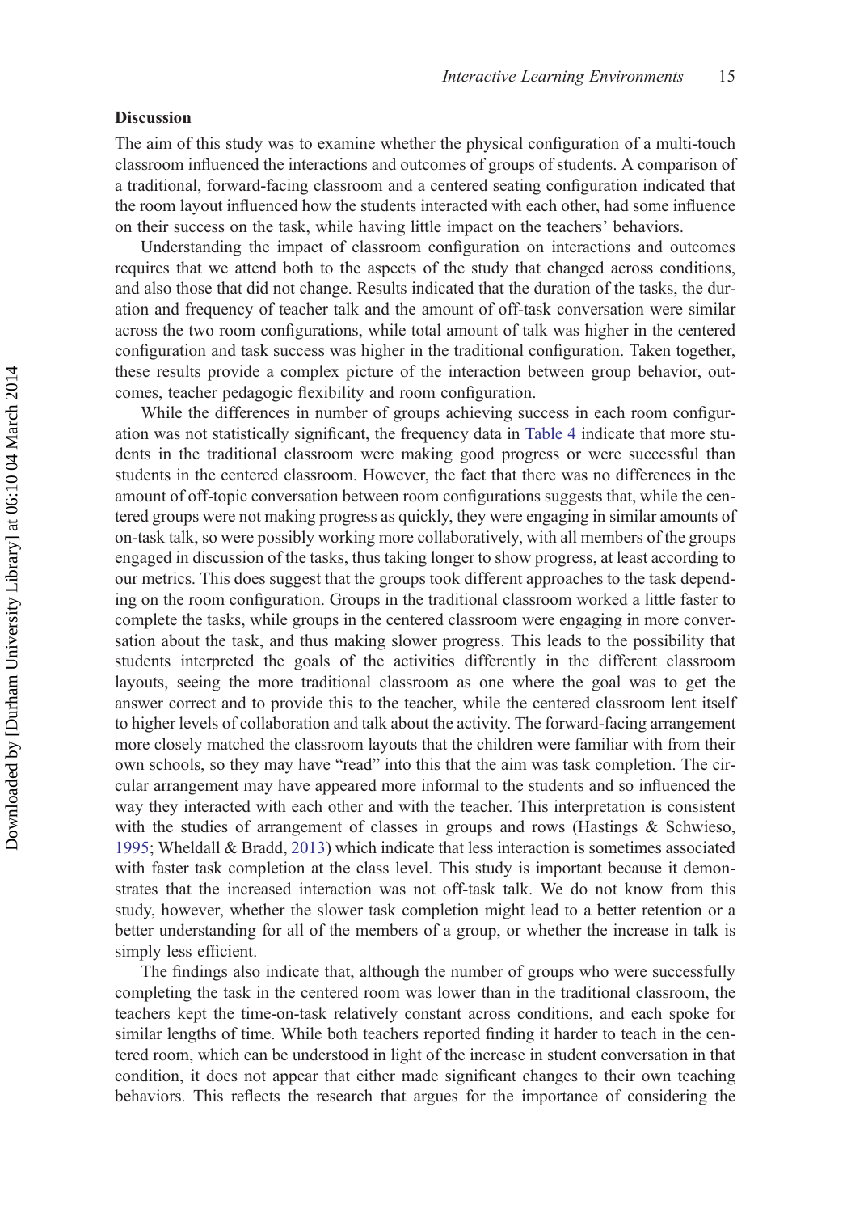## Discussion

The aim of this study was to examine whether the physical configuration of a multi-touch classroom influenced the interactions and outcomes of groups of students. A comparison of a traditional, forward-facing classroom and a centered seating configuration indicated that the room layout influenced how the students interacted with each other, had some influence on their success on the task, while having little impact on the teachers' behaviors.

Understanding the impact of classroom configuration on interactions and outcomes requires that we attend both to the aspects of the study that changed across conditions, and also those that did not change. Results indicated that the duration of the tasks, the duration and frequency of teacher talk and the amount of off-task conversation were similar across the two room configurations, while total amount of talk was higher in the centered configuration and task success was higher in the traditional configuration. Taken together, these results provide a complex picture of the interaction between group behavior, outcomes, teacher pedagogic flexibility and room configuration.

While the differences in number of groups achieving success in each room configuration was not statistically significant, the frequency data in Table 4 indicate that more students in the traditional classroom were making good progress or were successful than students in the centered classroom. However, the fact that there was no differences in the amount of off-topic conversation between room configurations suggests that, while the centered groups were not making progress as quickly, they were engaging in similar amounts of on-task talk, so were possibly working more collaboratively, with all members of the groups engaged in discussion of the tasks, thus taking longer to show progress, at least according to our metrics. This does suggest that the groups took different approaches to the task depending on the room configuration. Groups in the traditional classroom worked a little faster to complete the tasks, while groups in the centered classroom were engaging in more conversation about the task, and thus making slower progress. This leads to the possibility that students interpreted the goals of the activities differently in the different classroom layouts, seeing the more traditional classroom as one where the goal was to get the answer correct and to provide this to the teacher, while the centered classroom lent itself to higher levels of collaboration and talk about the activity. The forward-facing arrangement more closely matched the classroom layouts that the children were familiar with from their own schools, so they may have "read" into this that the aim was task completion. The circular arrangement may have appeared more informal to the students and so influenced the way they interacted with each other and with the teacher. This interpretation is consistent with the studies of arrangement of classes in groups and rows (Hastings & Schwieso, 1995; Wheldall & Bradd, 2013) which indicate that less interaction is sometimes associated with faster task completion at the class level. This study is important because it demonstrates that the increased interaction was not off-task talk. We do not know from this study, however, whether the slower task completion might lead to a better retention or a better understanding for all of the members of a group, or whether the increase in talk is simply less efficient.

The findings also indicate that, although the number of groups who were successfully completing the task in the centered room was lower than in the traditional classroom, the teachers kept the time-on-task relatively constant across conditions, and each spoke for similar lengths of time. While both teachers reported finding it harder to teach in the centered room, which can be understood in light of the increase in student conversation in that condition, it does not appear that either made significant changes to their own teaching behaviors. This reflects the research that argues for the importance of considering the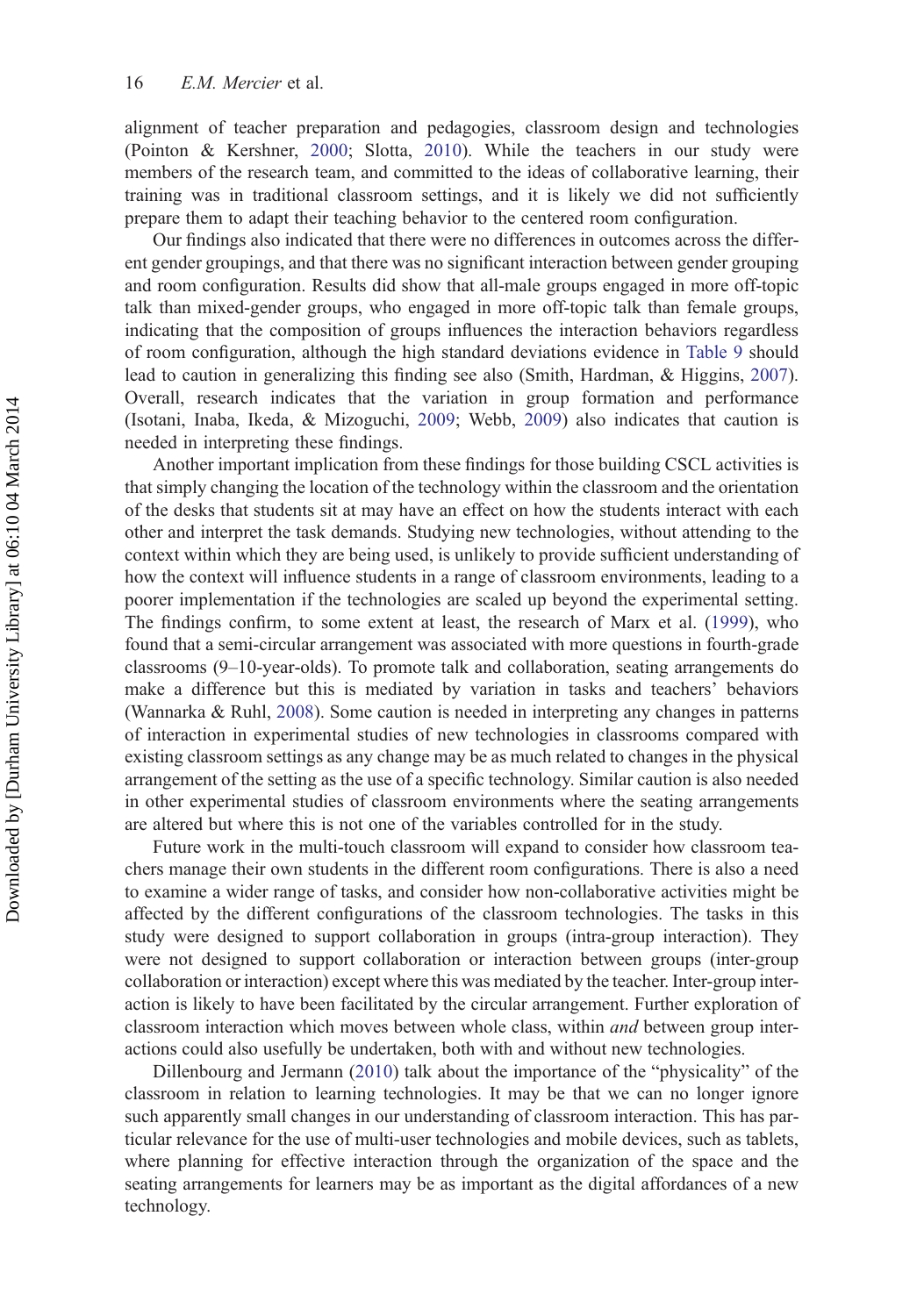alignment of teacher preparation and pedagogies, classroom design and technologies (Pointon & Kershner, 2000; Slotta, 2010). While the teachers in our study were members of the research team, and committed to the ideas of collaborative learning, their training was in traditional classroom settings, and it is likely we did not sufficiently prepare them to adapt their teaching behavior to the centered room configuration.

Our findings also indicated that there were no differences in outcomes across the different gender groupings, and that there was no significant interaction between gender grouping and room configuration. Results did show that all-male groups engaged in more off-topic talk than mixed-gender groups, who engaged in more off-topic talk than female groups, indicating that the composition of groups influences the interaction behaviors regardless of room configuration, although the high standard deviations evidence in Table 9 should lead to caution in generalizing this finding see also (Smith, Hardman, & Higgins, 2007). Overall, research indicates that the variation in group formation and performance (Isotani, Inaba, Ikeda, & Mizoguchi, 2009; Webb, 2009) also indicates that caution is needed in interpreting these findings.

Another important implication from these findings for those building CSCL activities is that simply changing the location of the technology within the classroom and the orientation of the desks that students sit at may have an effect on how the students interact with each other and interpret the task demands. Studying new technologies, without attending to the context within which they are being used, is unlikely to provide sufficient understanding of how the context will influence students in a range of classroom environments, leading to a poorer implementation if the technologies are scaled up beyond the experimental setting. The findings confirm, to some extent at least, the research of Marx et al. (1999), who found that a semi-circular arrangement was associated with more questions in fourth-grade classrooms (9–10-year-olds). To promote talk and collaboration, seating arrangements do make a difference but this is mediated by variation in tasks and teachers' behaviors (Wannarka & Ruhl, 2008). Some caution is needed in interpreting any changes in patterns of interaction in experimental studies of new technologies in classrooms compared with existing classroom settings as any change may be as much related to changes in the physical arrangement of the setting as the use of a specific technology. Similar caution is also needed in other experimental studies of classroom environments where the seating arrangements are altered but where this is not one of the variables controlled for in the study.

Future work in the multi-touch classroom will expand to consider how classroom teachers manage their own students in the different room configurations. There is also a need to examine a wider range of tasks, and consider how non-collaborative activities might be affected by the different configurations of the classroom technologies. The tasks in this study were designed to support collaboration in groups (intra-group interaction). They were not designed to support collaboration or interaction between groups (inter-group collaboration or interaction) except where this was mediated by the teacher. Inter-group interaction is likely to have been facilitated by the circular arrangement. Further exploration of classroom interaction which moves between whole class, within *and* between group interactions could also usefully be undertaken, both with and without new technologies.

Dillenbourg and Jermann (2010) talk about the importance of the "physicality" of the classroom in relation to learning technologies. It may be that we can no longer ignore such apparently small changes in our understanding of classroom interaction. This has particular relevance for the use of multi-user technologies and mobile devices, such as tablets, where planning for effective interaction through the organization of the space and the seating arrangements for learners may be as important as the digital affordances of a new technology.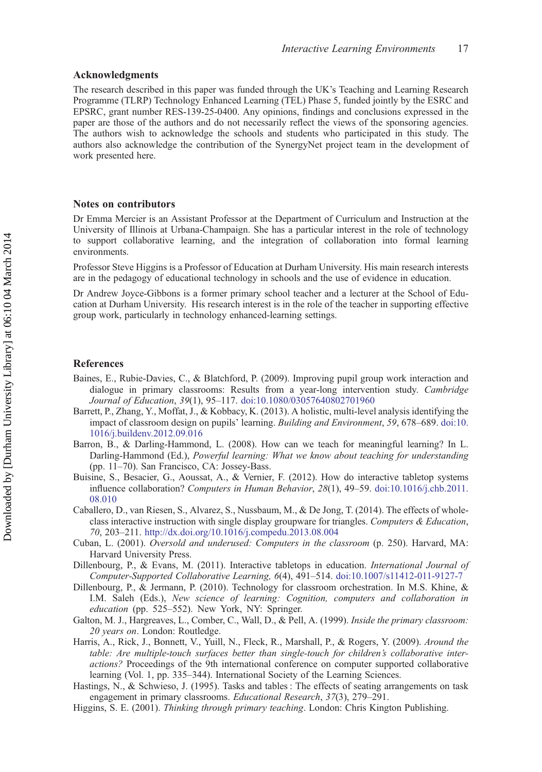## Acknowledgments

The research described in this paper was funded through the UK's Teaching and Learning Research Programme (TLRP) Technology Enhanced Learning (TEL) Phase 5, funded jointly by the ESRC and EPSRC, grant number RES-139-25-0400. Any opinions, findings and conclusions expressed in the paper are those of the authors and do not necessarily reflect the views of the sponsoring agencies. The authors wish to acknowledge the schools and students who participated in this study. The authors also acknowledge the contribution of the SynergyNet project team in the development of work presented here.

## Notes on contributors

Dr Emma Mercier is an Assistant Professor at the Department of Curriculum and Instruction at the University of Illinois at Urbana-Champaign. She has a particular interest in the role of technology to support collaborative learning, and the integration of collaboration into formal learning environments.

Professor Steve Higgins is a Professor of Education at Durham University. His main research interests are in the pedagogy of educational technology in schools and the use of evidence in education.

Dr Andrew Joyce-Gibbons is a former primary school teacher and a lecturer at the School of Education at Durham University. His research interest is in the role of the teacher in supporting effective group work, particularly in technology enhanced-learning settings.

## References

Baines, E., Rubie-Davies, C., & Blatchford, P. (2009). Improving pupil group work interaction and dialogue in primary classrooms: Results from a year-long intervention study. *Cambridge Journal of Education*, *39*(1), 95–117. doi:10.1080/03057640802701960

Barrett, P., Zhang, Y., Moffat, J., & Kobbacy, K. (2013). A holistic, multi-level analysis identifying the impact of classroom design on pupils' learning. *Building and Environment*, *59*, 678–689. doi:10.1016/j.buildenv.2012.09.016

Barron, B., & Darling-Hammond, L. (2008). How can we teach for meaningful learning? In L. Darling-Hammond (Ed.), *Powerful learning: What we know about teaching for understanding* (pp. 11–70). San Francisco, CA: Jossey-Bass.

Buisine, S., Besacier, G., Aoussat, A., & Vernier, F. (2012). How do interactive tabletop systems influence collaboration? *Computers in Human Behavior*, *28*(1), 49–59. doi:10.1016/j.chb.2011.08.010

Caballero, D., van Riesen, S., Alvarez, S., Nussbaum, M., & De Jong, T. (2014). The effects of whole-class interactive instruction with single display groupware for triangles. *Computers & Education*, *70*, 203–211. http://dx.doi.org/10.1016/j.compedu.2013.08.004

Cuban, L. (2001). *Oversold and underused: Computers in the classroom* (p. 250). Harvard, MA: Harvard University Press.

Dillenbourg, P., & Evans, M. (2011). Interactive tabletops in education. *International Journal of Computer-Supported Collaborative Learning, 6*(4), 491–514. doi:10.1007/s11412-011-9127-7

Dillenbourg, P., & Jermann, P. (2010). Technology for classroom orchestration. In M.S. Khine, & I.M. Saleh (Eds.), *New science of learning: Cognition, computers and collaboration in education* (pp. 525–552). New York, NY: Springer.

Galton, M. J., Hargreaves, L., Comber, C., Wall, D., & Pell, A. (1999). *Inside the primary classroom: 20 years on*. London: Routledge.

Harris, A., Rick, J., Bonnett, V., Yuill, N., Fleck, R., Marshall, P., & Rogers, Y. (2009). *Around the table: Are multiple-touch surfaces better than single-touch for children's collaborative interactions?* Proceedings of the 9th international conference on computer supported collaborative learning (Vol. 1, pp. 335–344). International Society of the Learning Sciences.

Hastings, N., & Schwieso, J. (1995). Tasks and tables : The effects of seating arrangements on task engagement in primary classrooms. *Educational Research*, *37*(3), 279–291.

Higgins, S. E. (2001). *Thinking through primary teaching*. London: Chris Kington Publishing.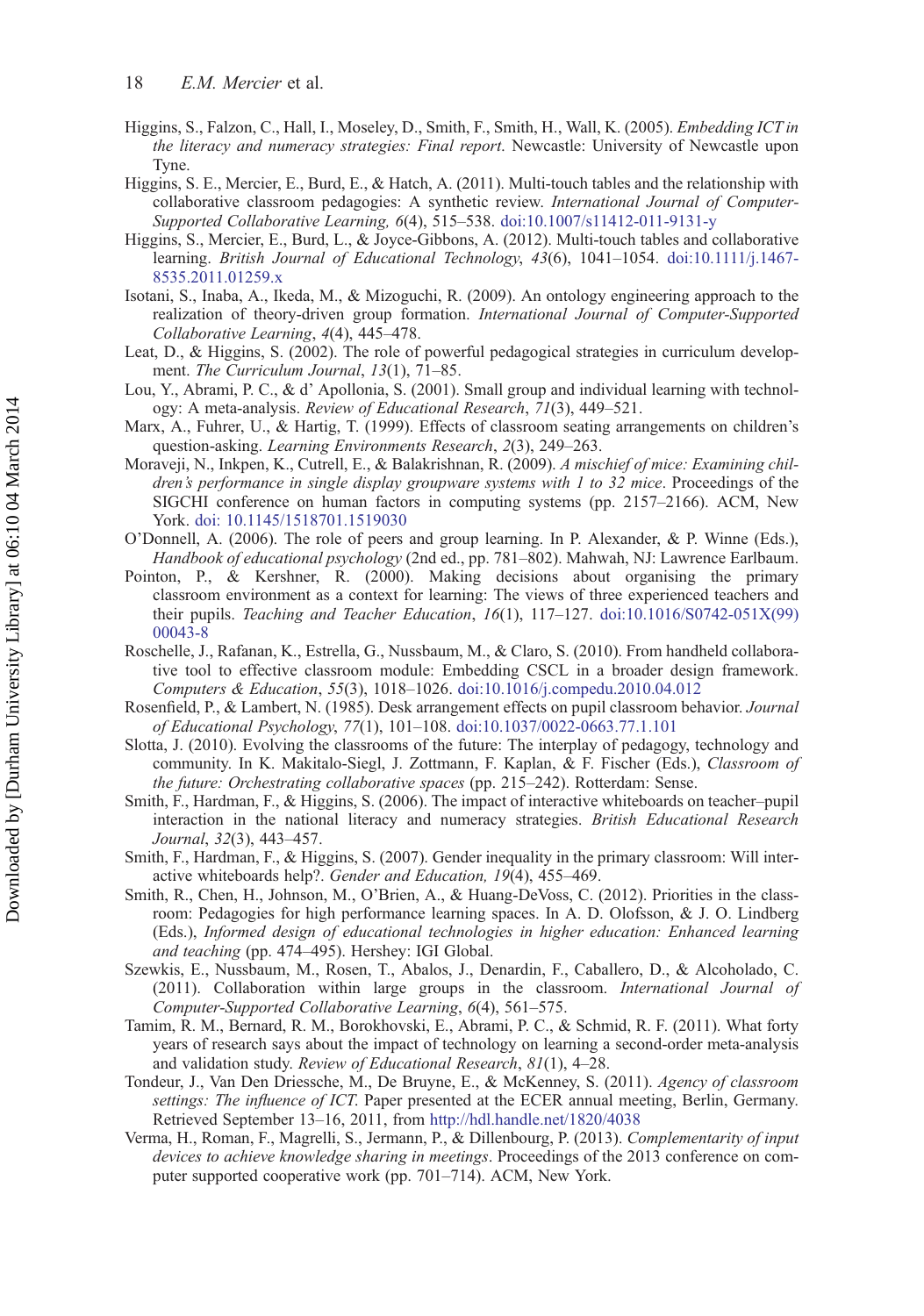Higgins, S., Falzon, C., Hall, I., Moseley, D., Smith, F., Smith, H., Wall, K. (2005). *Embedding ICT in the literacy and numeracy strategies: Final report*. Newcastle: University of Newcastle upon Tyne.

Higgins, S. E., Mercier, E., Burd, E., & Hatch, A. (2011). Multi-touch tables and the relationship with collaborative classroom pedagogies: A synthetic review. *International Journal of Computer-Supported Collaborative Learning, 6*(4), 515–538. doi:10.1007/s11412-011-9131-y

Higgins, S., Mercier, E., Burd, L., & Joyce-Gibbons, A. (2012). Multi-touch tables and collaborative learning. *British Journal of Educational Technology*, *43*(6), 1041–1054. doi:10.1111/j.1467-8535.2011.01259.x

Isotani, S., Inaba, A., Ikeda, M., & Mizoguchi, R. (2009). An ontology engineering approach to the realization of theory-driven group formation. *International Journal of Computer-Supported Collaborative Learning*, *4*(4), 445–478.

Leat, D., & Higgins, S. (2002). The role of powerful pedagogical strategies in curriculum development. *The Curriculum Journal*, *13*(1), 71–85.

Lou, Y., Abrami, P. C., & d' Apollonia, S. (2001). Small group and individual learning with technology: A meta-analysis. *Review of Educational Research*, *71*(3), 449–521.

Marx, A., Fuhrer, U., & Hartig, T. (1999). Effects of classroom seating arrangements on children's question-asking. *Learning Environments Research*, *2*(3), 249–263.

Moraveji, N., Inkpen, K., Cutrell, E., & Balakrishnan, R. (2009). *A mischief of mice: Examining children's performance in single display groupware systems with 1 to 32 mice*. Proceedings of the SIGCHI conference on human factors in computing systems (pp. 2157–2166). ACM, New York. doi: 10.1145/1518701.1519030

O'Donnell, A. (2006). The role of peers and group learning. In P. Alexander, & P. Winne (Eds.), *Handbook of educational psychology* (2nd ed., pp. 781–802). Mahwah, NJ: Lawrence Earlbaum.

Pointon, P., & Kershner, R. (2000). Making decisions about organising the primary classroom environment as a context for learning: The views of three experienced teachers and their pupils. *Teaching and Teacher Education*, *16*(1), 117–127. doi:10.1016/S0742-051X(99)00043-8

Roschelle, J., Rafanan, K., Estrella, G., Nussbaum, M., & Claro, S. (2010). From handheld collaborative tool to effective classroom module: Embedding CSCL in a broader design framework. *Computers & Education*, *55*(3), 1018–1026. doi:10.1016/j.compedu.2010.04.012

Rosenfield, P., & Lambert, N. (1985). Desk arrangement effects on pupil classroom behavior. *Journal of Educational Psychology*, *77*(1), 101–108. doi:10.1037/0022-0663.77.1.101

Slotta, J. (2010). Evolving the classrooms of the future: The interplay of pedagogy, technology and community. In K. Makitalo-Siegl, J. Zottmann, F. Kaplan, & F. Fischer (Eds.), *Classroom of the future: Orchestrating collaborative spaces* (pp. 215–242). Rotterdam: Sense.

Smith, F., Hardman, F., & Higgins, S. (2006). The impact of interactive whiteboards on teacher–pupil interaction in the national literacy and numeracy strategies. *British Educational Research Journal*, *32*(3), 443–457.

Smith, F., Hardman, F., & Higgins, S. (2007). Gender inequality in the primary classroom: Will interactive whiteboards help?. *Gender and Education, 19*(4), 455–469.

Smith, R., Chen, H., Johnson, M., O'Brien, A., & Huang-DeVoss, C. (2012). Priorities in the classroom: Pedagogies for high performance learning spaces. In A. D. Olofsson, & J. O. Lindberg (Eds.), *Informed design of educational technologies in higher education: Enhanced learning and teaching* (pp. 474–495). Hershey: IGI Global.

Szewkis, E., Nussbaum, M., Rosen, T., Abalos, J., Denardin, F., Caballero, D., & Alcoholado, C. (2011). Collaboration within large groups in the classroom. *International Journal of Computer-Supported Collaborative Learning*, *6*(4), 561–575.

Tamim, R. M., Bernard, R. M., Borokhovski, E., Abrami, P. C., & Schmid, R. F. (2011). What forty years of research says about the impact of technology on learning a second-order meta-analysis and validation study. *Review of Educational Research*, *81*(1), 4–28.

Tondeur, J., Van Den Driessche, M., De Bruyne, E., & McKenney, S. (2011). *Agency of classroom settings: The influence of ICT*. Paper presented at the ECER annual meeting, Berlin, Germany. Retrieved September 13–16, 2011, from http://hdl.handle.net/1820/4038

Verma, H., Roman, F., Magrelli, S., Jermann, P., & Dillenbourg, P. (2013). *Complementarity of input devices to achieve knowledge sharing in meetings*. Proceedings of the 2013 conference on computer supported cooperative work (pp. 701–714). ACM, New York.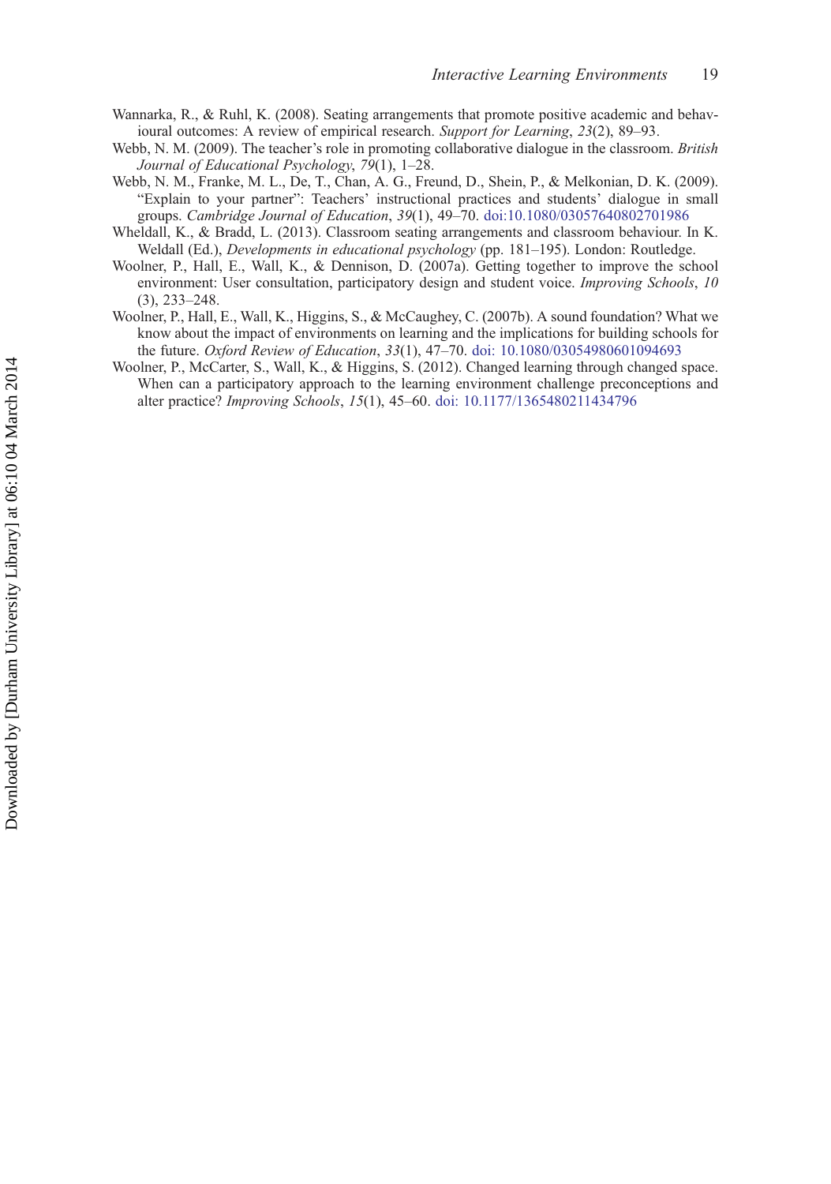Wannarka, R., & Ruhl, K. (2008). Seating arrangements that promote positive academic and behavioural outcomes: A review of empirical research. *Support for Learning*, *23*(2), 89–93.

Webb, N. M. (2009). The teacher's role in promoting collaborative dialogue in the classroom. *British Journal of Educational Psychology*, *79*(1), 1–28.

Webb, N. M., Franke, M. L., De, T., Chan, A. G., Freund, D., Shein, P., & Melkonian, D. K. (2009). "Explain to your partner": Teachers' instructional practices and students' dialogue in small groups. *Cambridge Journal of Education*, *39*(1), 49–70. doi:10.1080/03057640802701986

Wheldall, K., & Bradd, L. (2013). Classroom seating arrangements and classroom behaviour. In K. Weldall (Ed.), *Developments in educational psychology* (pp. 181–195). London: Routledge.

Woolner, P., Hall, E., Wall, K., & Dennison, D. (2007a). Getting together to improve the school environment: User consultation, participatory design and student voice. *Improving Schools*, *10* (3), 233–248.

Woolner, P., Hall, E., Wall, K., Higgins, S., & McCaughey, C. (2007b). A sound foundation? What we know about the impact of environments on learning and the implications for building schools for the future. *Oxford Review of Education*, *33*(1), 47–70. doi: 10.1080/03054980601094693

Woolner, P., McCarter, S., Wall, K., & Higgins, S. (2012). Changed learning through changed space. When can a participatory approach to the learning environment challenge preconceptions and alter practice? *Improving Schools*, *15*(1), 45–60. doi: 10.1177/1365480211434796